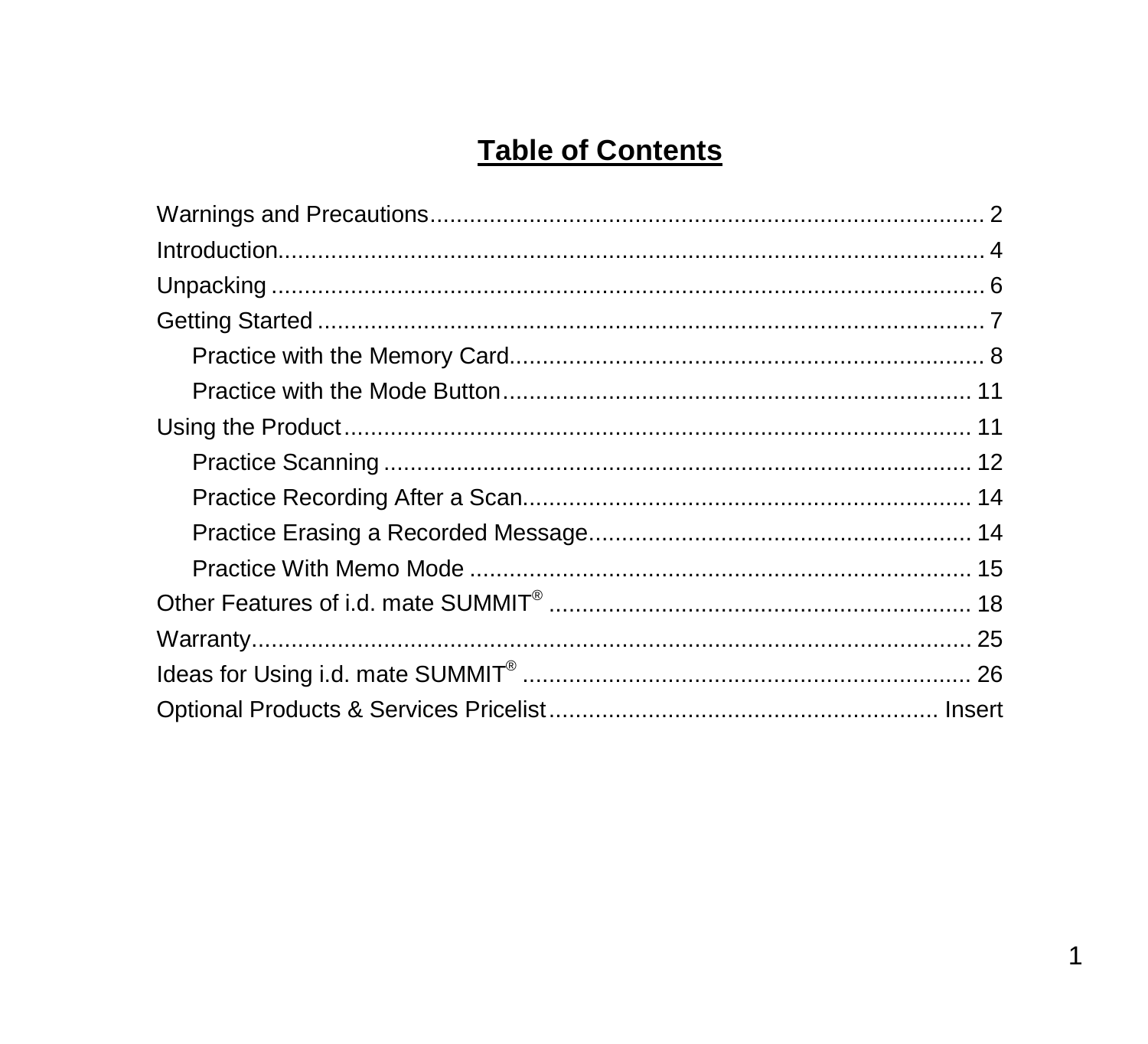# Table of Contents

Warnings and Precautions........................................................................ 2

Introduction................................................................................................ 4

Unpacking ................................................................................................. 6

Getting Started .......................................................................................... 7

- Practice with the Memory Card......................................................................... 8
- Practice with the Mode Button........................................................................ 11

Using the Product.................................................................................... 11

- Practice Scanning ........................................................................................... 12
- Practice Recording After a Scan..................................................................... 14
- Practice Erasing a Recorded Message........................................................... 14
- Practice With Memo Mode ............................................................................. 15

Other Features of i.d. mate SUMMIT® ................................................................ 18

Warranty.................................................................................................. 25

Ideas for Using i.d. mate SUMMIT® .................................................................... 26

Optional Products & Services Pricelist............................................................ Insert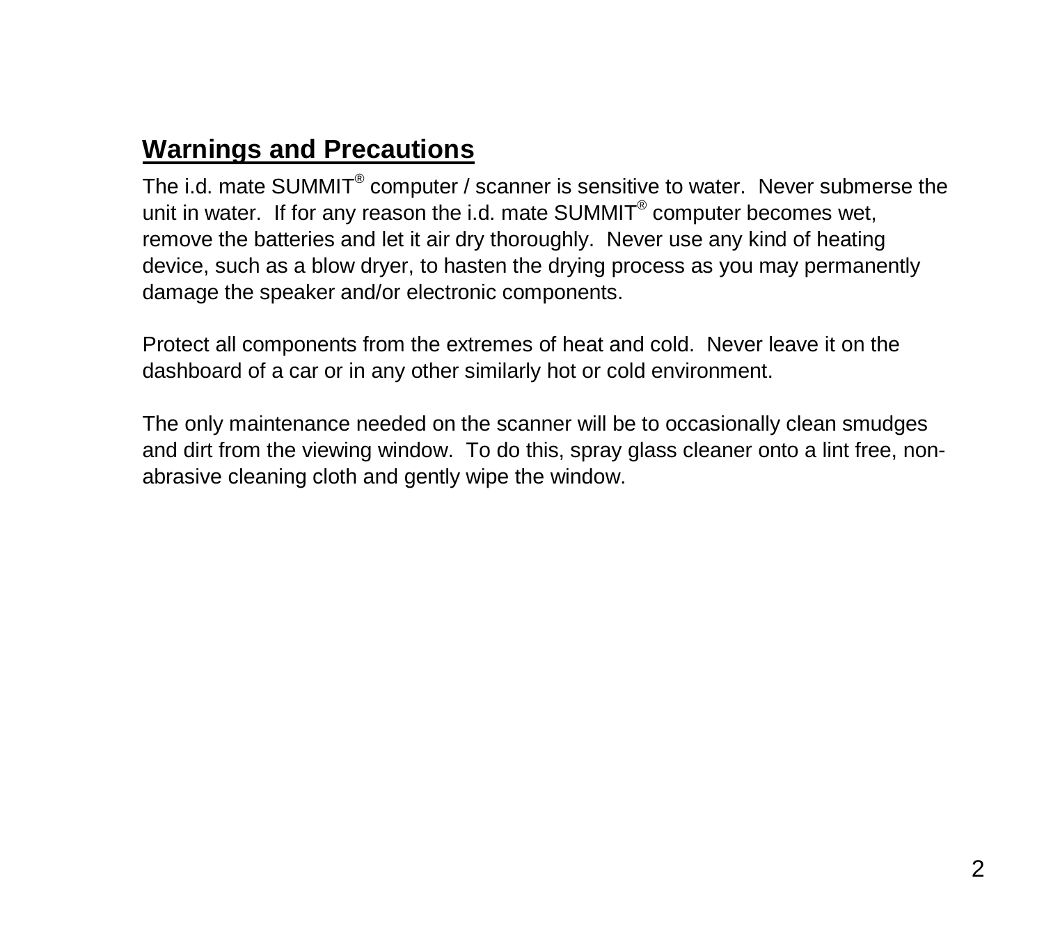## Warnings and Precautions

The i.d. mate SUMMIT® computer / scanner is sensitive to water. Never submerse the unit in water. If for any reason the i.d. mate SUMMIT® computer becomes wet, remove the batteries and let it air dry thoroughly. Never use any kind of heating device, such as a blow dryer, to hasten the drying process as you may permanently damage the speaker and/or electronic components.

Protect all components from the extremes of heat and cold. Never leave it on the dashboard of a car or in any other similarly hot or cold environment.

The only maintenance needed on the scanner will be to occasionally clean smudges and dirt from the viewing window. To do this, spray glass cleaner onto a lint free, non-abrasive cleaning cloth and gently wipe the window.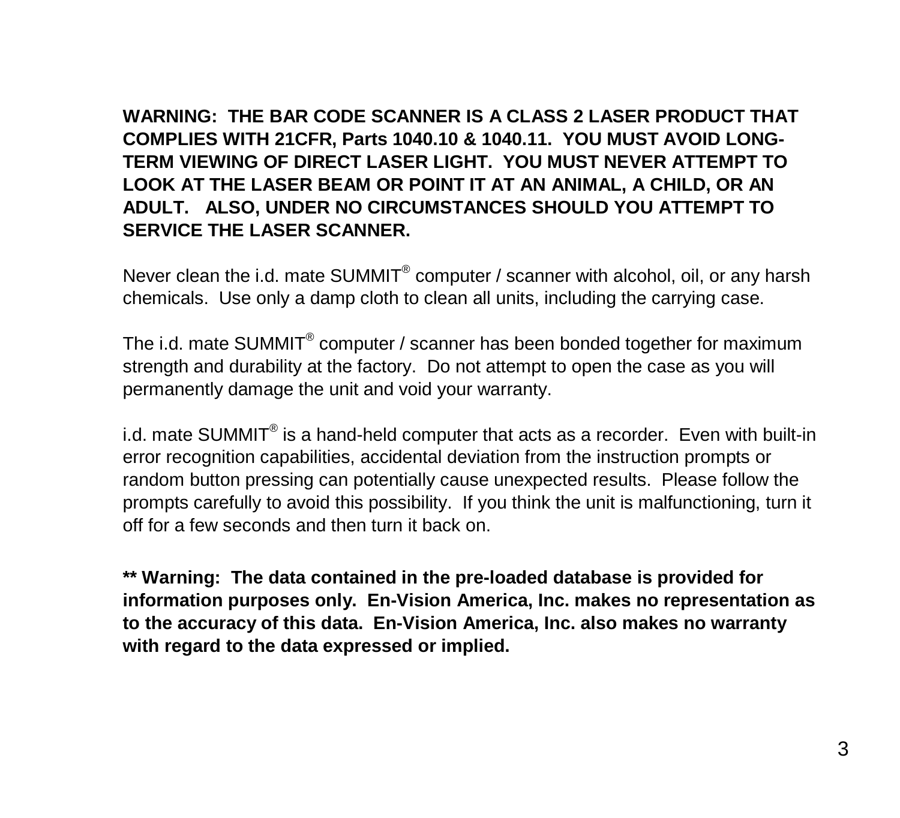**WARNING: THE BAR CODE SCANNER IS A CLASS 2 LASER PRODUCT THAT COMPLIES WITH 21CFR, Parts 1040.10 & 1040.11. YOU MUST AVOID LONG-TERM VIEWING OF DIRECT LASER LIGHT. YOU MUST NEVER ATTEMPT TO LOOK AT THE LASER BEAM OR POINT IT AT AN ANIMAL, A CHILD, OR AN ADULT. ALSO, UNDER NO CIRCUMSTANCES SHOULD YOU ATTEMPT TO SERVICE THE LASER SCANNER.**

Never clean the i.d. mate SUMMIT® computer / scanner with alcohol, oil, or any harsh chemicals. Use only a damp cloth to clean all units, including the carrying case.

The i.d. mate SUMMIT® computer / scanner has been bonded together for maximum strength and durability at the factory. Do not attempt to open the case as you will permanently damage the unit and void your warranty.

i.d. mate SUMMIT® is a hand-held computer that acts as a recorder. Even with built-in error recognition capabilities, accidental deviation from the instruction prompts or random button pressing can potentially cause unexpected results. Please follow the prompts carefully to avoid this possibility. If you think the unit is malfunctioning, turn it off for a few seconds and then turn it back on.

**** Warning: The data contained in the pre-loaded database is provided for information purposes only. En-Vision America, Inc. makes no representation as to the accuracy of this data. En-Vision America, Inc. also makes no warranty with regard to the data expressed or implied.**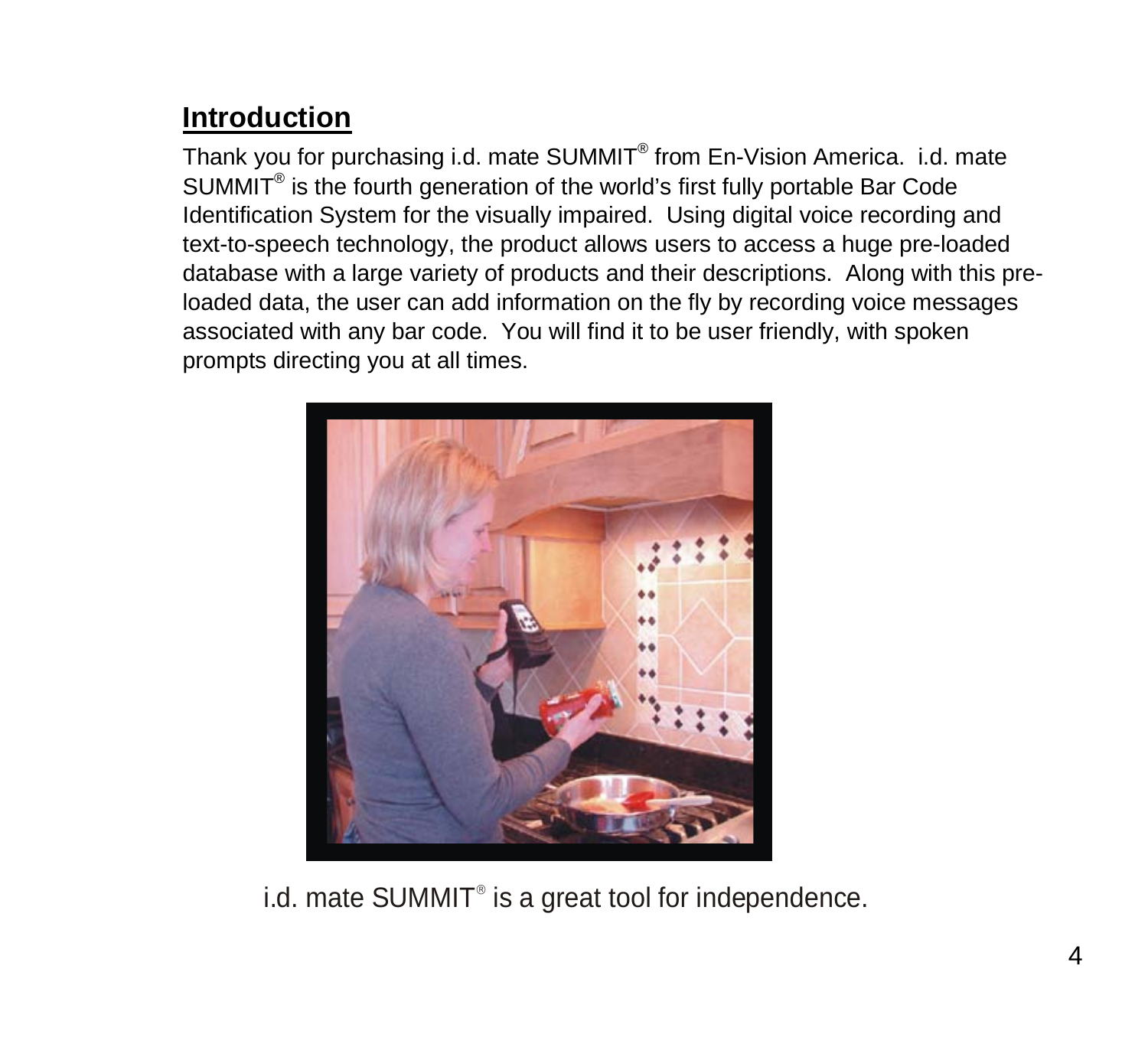## Introduction

Thank you for purchasing i.d. mate SUMMIT® from En-Vision America. i.d. mate SUMMIT® is the fourth generation of the world's first fully portable Bar Code Identification System for the visually impaired. Using digital voice recording and text-to-speech technology, the product allows users to access a huge pre-loaded database with a large variety of products and their descriptions. Along with this pre-loaded data, the user can add information on the fly by recording voice messages associated with any bar code. You will find it to be user friendly, with spoken prompts directing you at all times.

i.d. mate SUMMIT® is a great tool for independence.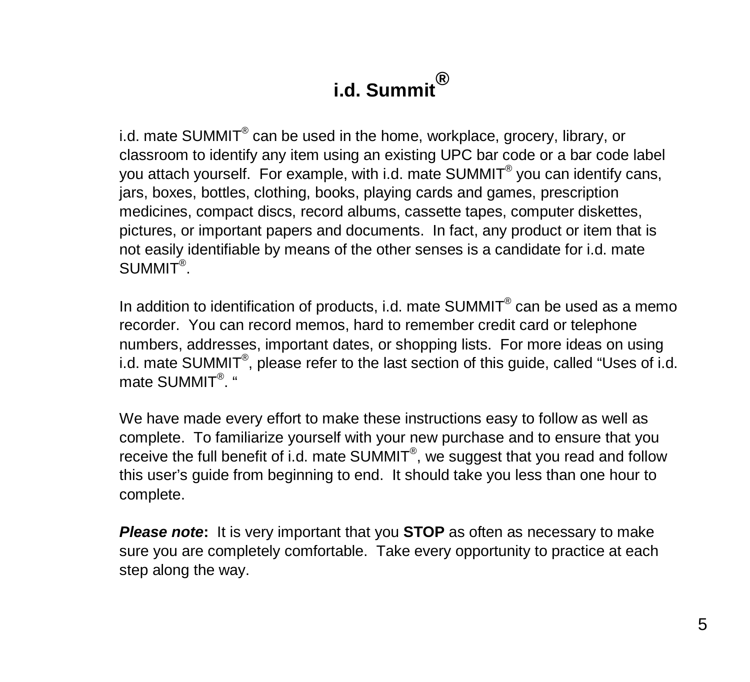# i.d. Summit®

i.d. mate SUMMIT® can be used in the home, workplace, grocery, library, or classroom to identify any item using an existing UPC bar code or a bar code label you attach yourself. For example, with i.d. mate SUMMIT® you can identify cans, jars, boxes, bottles, clothing, books, playing cards and games, prescription medicines, compact discs, record albums, cassette tapes, computer diskettes, pictures, or important papers and documents. In fact, any product or item that is not easily identifiable by means of the other senses is a candidate for i.d. mate SUMMIT®.

In addition to identification of products, i.d. mate SUMMIT® can be used as a memo recorder. You can record memos, hard to remember credit card or telephone numbers, addresses, important dates, or shopping lists. For more ideas on using i.d. mate SUMMIT®, please refer to the last section of this guide, called "Uses of i.d. mate SUMMIT®. "

We have made every effort to make these instructions easy to follow as well as complete. To familiarize yourself with your new purchase and to ensure that you receive the full benefit of i.d. mate SUMMIT®, we suggest that you read and follow this user's guide from beginning to end. It should take you less than one hour to complete.

***Please note*:** It is very important that you **STOP** as often as necessary to make sure you are completely comfortable. Take every opportunity to practice at each step along the way.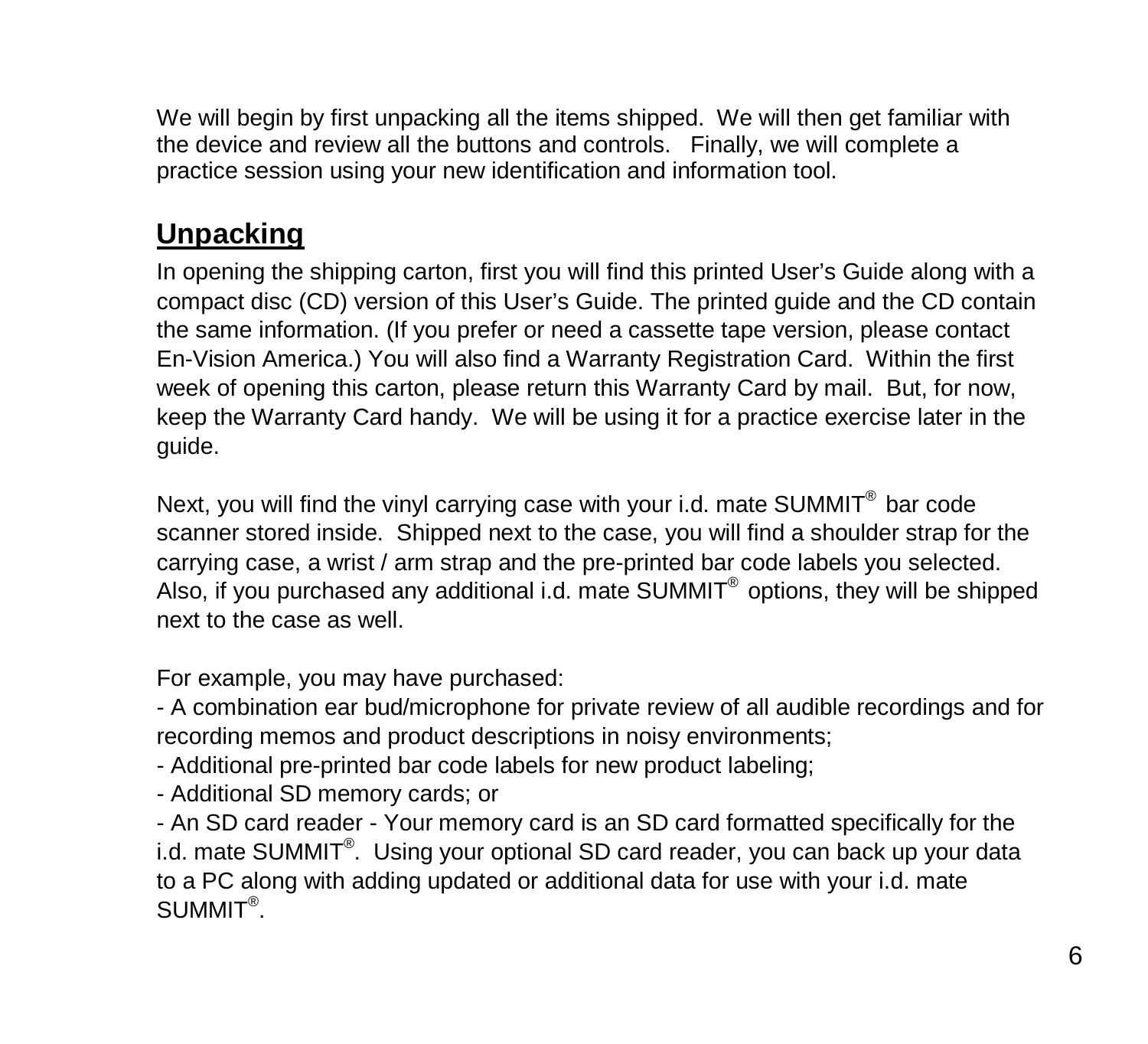We will begin by first unpacking all the items shipped. We will then get familiar with the device and review all the buttons and controls. Finally, we will complete a practice session using your new identification and information tool.

## Unpacking

In opening the shipping carton, first you will find this printed User's Guide along with a compact disc (CD) version of this User's Guide. The printed guide and the CD contain the same information. (If you prefer or need a cassette tape version, please contact En-Vision America.) You will also find a Warranty Registration Card. Within the first week of opening this carton, please return this Warranty Card by mail. But, for now, keep the Warranty Card handy. We will be using it for a practice exercise later in the guide.

Next, you will find the vinyl carrying case with your i.d. mate SUMMIT® bar code scanner stored inside. Shipped next to the case, you will find a shoulder strap for the carrying case, a wrist / arm strap and the pre-printed bar code labels you selected. Also, if you purchased any additional i.d. mate SUMMIT® options, they will be shipped next to the case as well.

For example, you may have purchased:

- A combination ear bud/microphone for private review of all audible recordings and for recording memos and product descriptions in noisy environments;
- Additional pre-printed bar code labels for new product labeling;
- Additional SD memory cards; or
- An SD card reader - Your memory card is an SD card formatted specifically for the i.d. mate SUMMIT®. Using your optional SD card reader, you can back up your data to a PC along with adding updated or additional data for use with your i.d. mate SUMMIT®.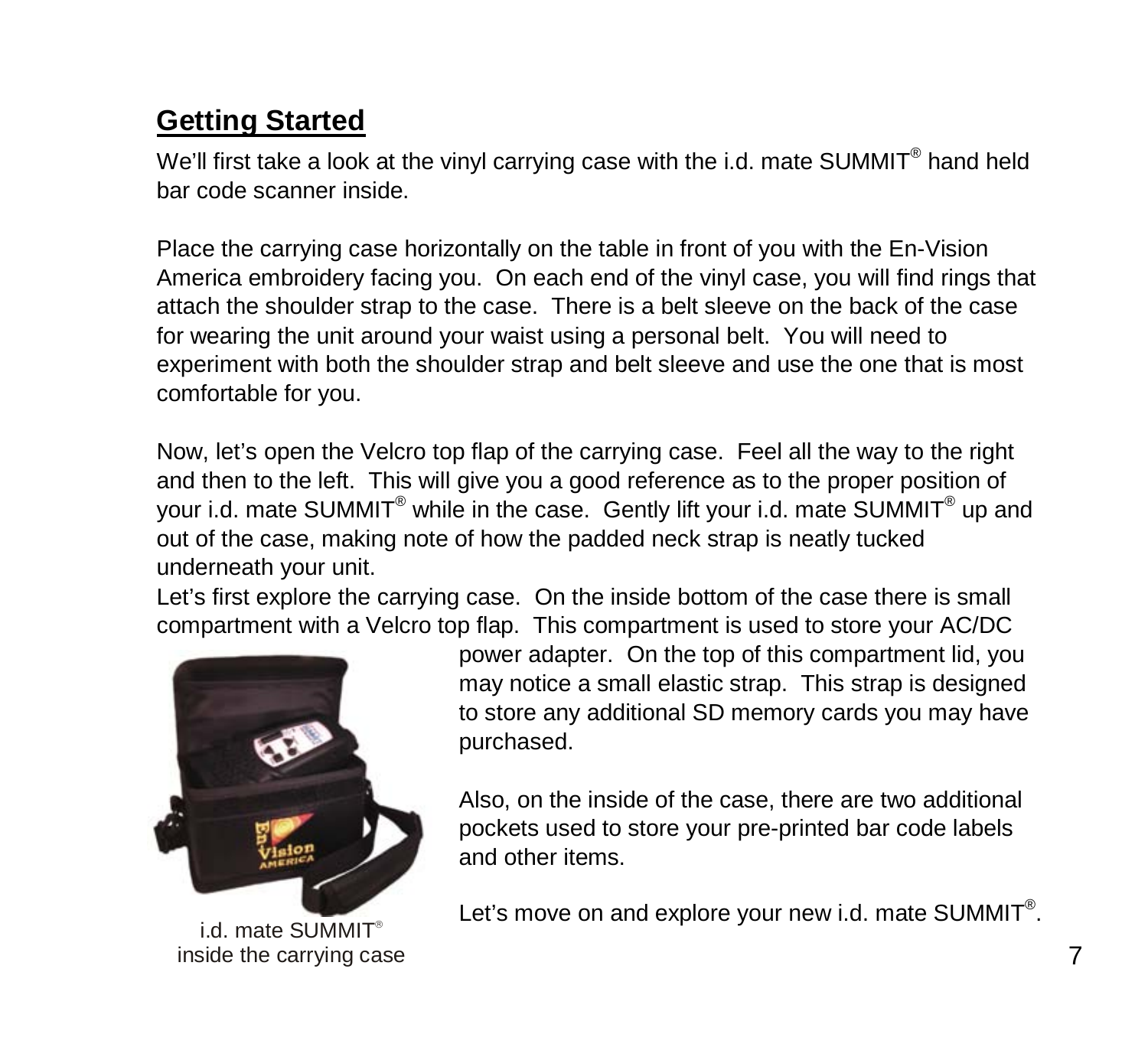## Getting Started

We'll first take a look at the vinyl carrying case with the i.d. mate SUMMIT® hand held bar code scanner inside.

Place the carrying case horizontally on the table in front of you with the En-Vision America embroidery facing you. On each end of the vinyl case, you will find rings that attach the shoulder strap to the case. There is a belt sleeve on the back of the case for wearing the unit around your waist using a personal belt. You will need to experiment with both the shoulder strap and belt sleeve and use the one that is most comfortable for you.

Now, let's open the Velcro top flap of the carrying case. Feel all the way to the right and then to the left. This will give you a good reference as to the proper position of your i.d. mate SUMMIT® while in the case. Gently lift your i.d. mate SUMMIT® up and out of the case, making note of how the padded neck strap is neatly tucked underneath your unit.

Let's first explore the carrying case. On the inside bottom of the case there is small compartment with a Velcro top flap. This compartment is used to store your AC/DC power adapter. On the top of this compartment lid, you may notice a small elastic strap. This strap is designed to store any additional SD memory cards you may have purchased.

Also, on the inside of the case, there are two additional pockets used to store your pre-printed bar code labels and other items.

Let's move on and explore your new i.d. mate SUMMIT®.

i.d. mate SUMMIT® inside the carrying case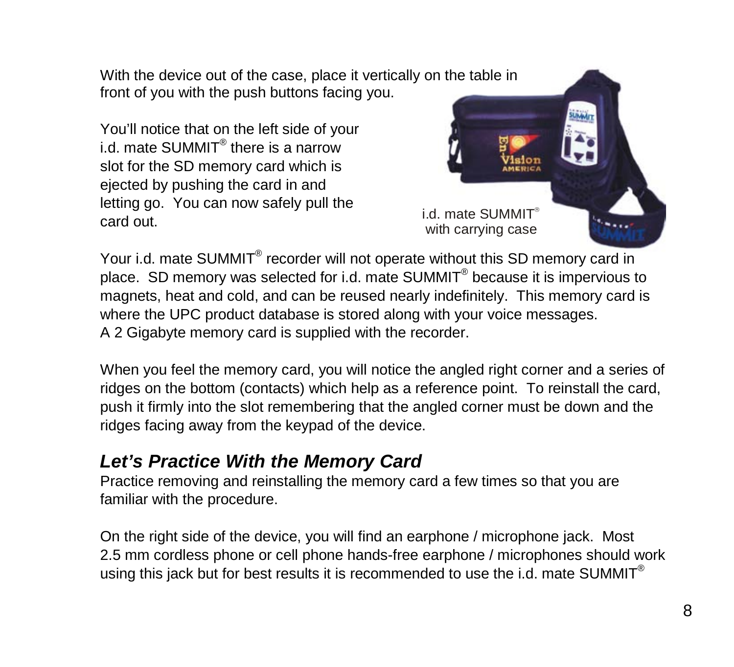With the device out of the case, place it vertically on the table in front of you with the push buttons facing you.

You'll notice that on the left side of your i.d. mate SUMMIT® there is a narrow slot for the SD memory card which is ejected by pushing the card in and letting go. You can now safely pull the card out.

i.d. mate SUMMIT® with carrying case

Your i.d. mate SUMMIT® recorder will not operate without this SD memory card in place. SD memory was selected for i.d. mate SUMMIT® because it is impervious to magnets, heat and cold, and can be reused nearly indefinitely. This memory card is where the UPC product database is stored along with your voice messages. A 2 Gigabyte memory card is supplied with the recorder.

When you feel the memory card, you will notice the angled right corner and a series of ridges on the bottom (contacts) which help as a reference point. To reinstall the card, push it firmly into the slot remembering that the angled corner must be down and the ridges facing away from the keypad of the device.

## *Let's Practice With the Memory Card*

Practice removing and reinstalling the memory card a few times so that you are familiar with the procedure.

On the right side of the device, you will find an earphone / microphone jack. Most 2.5 mm cordless phone or cell phone hands-free earphone / microphones should work using this jack but for best results it is recommended to use the i.d. mate SUMMIT®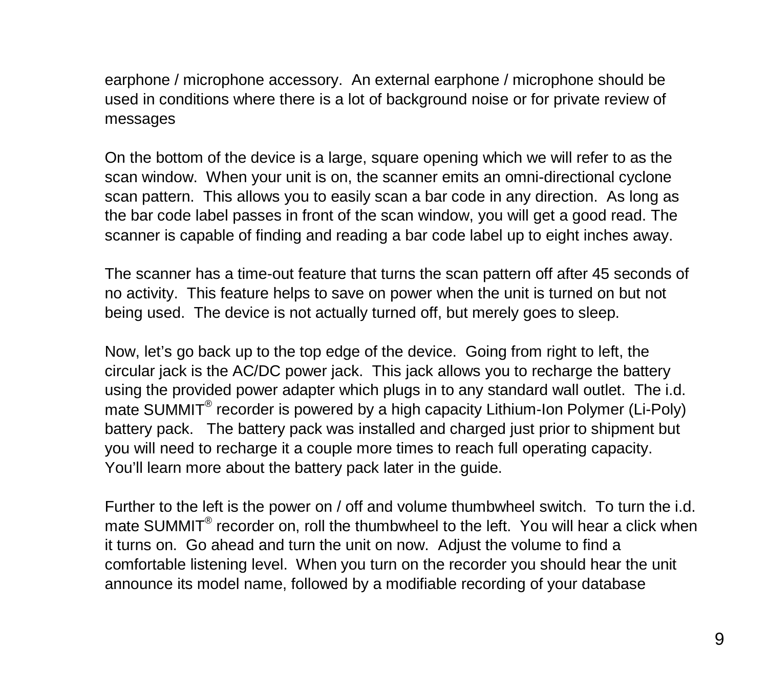earphone / microphone accessory. An external earphone / microphone should be used in conditions where there is a lot of background noise or for private review of messages

On the bottom of the device is a large, square opening which we will refer to as the scan window. When your unit is on, the scanner emits an omni-directional cyclone scan pattern. This allows you to easily scan a bar code in any direction. As long as the bar code label passes in front of the scan window, you will get a good read. The scanner is capable of finding and reading a bar code label up to eight inches away.

The scanner has a time-out feature that turns the scan pattern off after 45 seconds of no activity. This feature helps to save on power when the unit is turned on but not being used. The device is not actually turned off, but merely goes to sleep.

Now, let's go back up to the top edge of the device. Going from right to left, the circular jack is the AC/DC power jack. This jack allows you to recharge the battery using the provided power adapter which plugs in to any standard wall outlet. The i.d. mate SUMMIT® recorder is powered by a high capacity Lithium-Ion Polymer (Li-Poly) battery pack. The battery pack was installed and charged just prior to shipment but you will need to recharge it a couple more times to reach full operating capacity. You'll learn more about the battery pack later in the guide.

Further to the left is the power on / off and volume thumbwheel switch. To turn the i.d. mate SUMMIT® recorder on, roll the thumbwheel to the left. You will hear a click when it turns on. Go ahead and turn the unit on now. Adjust the volume to find a comfortable listening level. When you turn on the recorder you should hear the unit announce its model name, followed by a modifiable recording of your database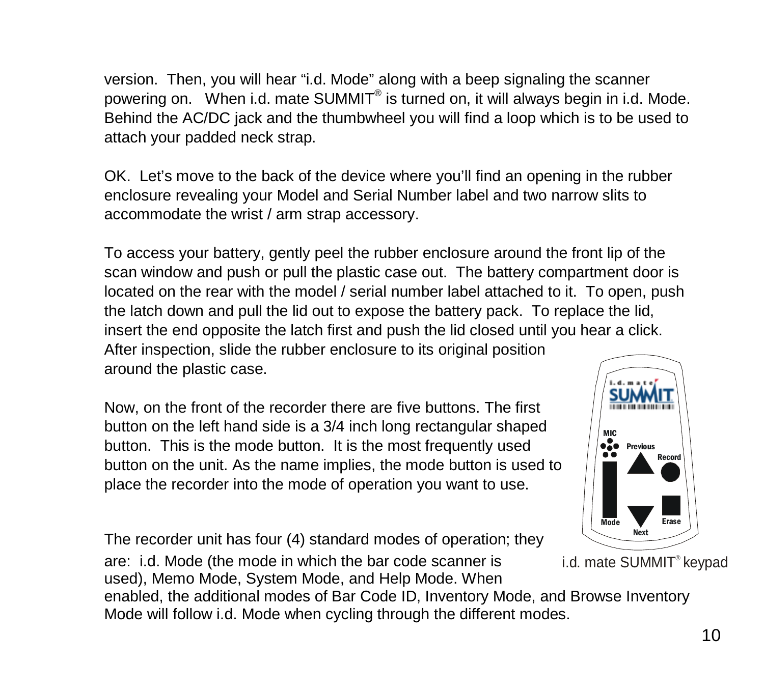version. Then, you will hear “i.d. Mode” along with a beep signaling the scanner powering on. When i.d. mate SUMMIT® is turned on, it will always begin in i.d. Mode. Behind the AC/DC jack and the thumbwheel you will find a loop which is to be used to attach your padded neck strap.

OK. Let’s move to the back of the device where you’ll find an opening in the rubber enclosure revealing your Model and Serial Number label and two narrow slits to accommodate the wrist / arm strap accessory.

To access your battery, gently peel the rubber enclosure around the front lip of the scan window and push or pull the plastic case out. The battery compartment door is located on the rear with the model / serial number label attached to it. To open, push the latch down and pull the lid out to expose the battery pack. To replace the lid, insert the end opposite the latch first and push the lid closed until you hear a click. After inspection, slide the rubber enclosure to its original position around the plastic case.

Now, on the front of the recorder there are five buttons. The first button on the left hand side is a 3/4 inch long rectangular shaped button. This is the mode button. It is the most frequently used button on the unit. As the name implies, the mode button is used to place the recorder into the mode of operation you want to use.

i.d. mate SUMMIT® keypad

The recorder unit has four (4) standard modes of operation; they are: i.d. Mode (the mode in which the bar code scanner is used), Memo Mode, System Mode, and Help Mode. When enabled, the additional modes of Bar Code ID, Inventory Mode, and Browse Inventory Mode will follow i.d. Mode when cycling through the different modes.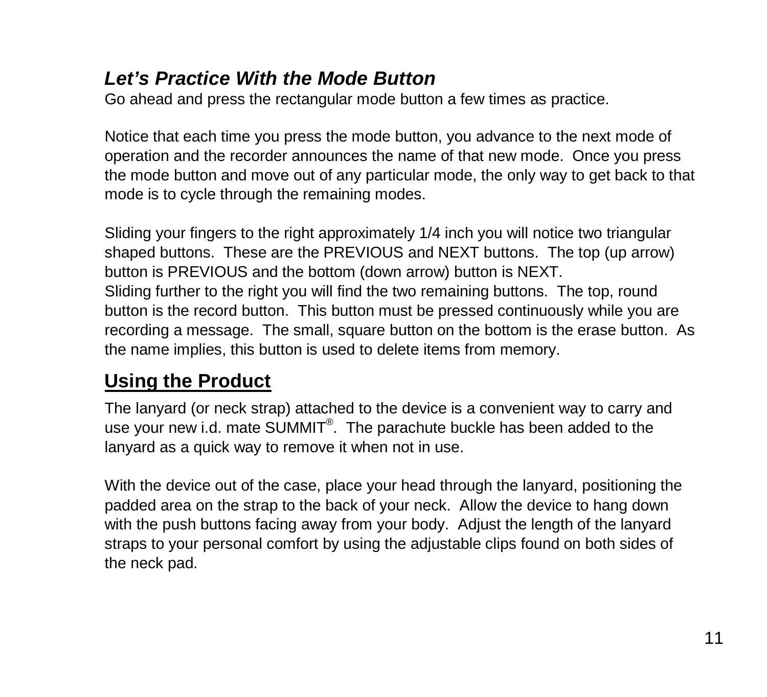### *Let's Practice With the Mode Button*

Go ahead and press the rectangular mode button a few times as practice.

Notice that each time you press the mode button, you advance to the next mode of operation and the recorder announces the name of that new mode. Once you press the mode button and move out of any particular mode, the only way to get back to that mode is to cycle through the remaining modes.

Sliding your fingers to the right approximately 1/4 inch you will notice two triangular shaped buttons. These are the PREVIOUS and NEXT buttons. The top (up arrow) button is PREVIOUS and the bottom (down arrow) button is NEXT.
Sliding further to the right you will find the two remaining buttons. The top, round button is the record button. This button must be pressed continuously while you are recording a message. The small, square button on the bottom is the erase button. As the name implies, this button is used to delete items from memory.

## Using the Product

The lanyard (or neck strap) attached to the device is a convenient way to carry and use your new i.d. mate SUMMIT®. The parachute buckle has been added to the lanyard as a quick way to remove it when not in use.

With the device out of the case, place your head through the lanyard, positioning the padded area on the strap to the back of your neck. Allow the device to hang down with the push buttons facing away from your body. Adjust the length of the lanyard straps to your personal comfort by using the adjustable clips found on both sides of the neck pad.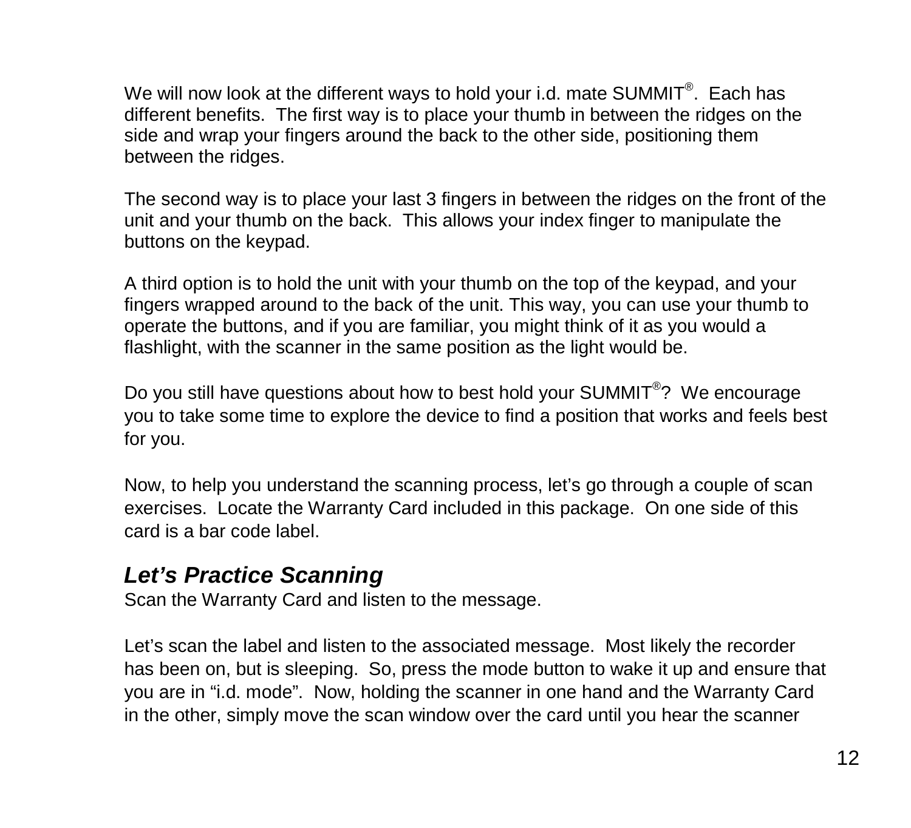We will now look at the different ways to hold your i.d. mate SUMMIT®. Each has different benefits. The first way is to place your thumb in between the ridges on the side and wrap your fingers around the back to the other side, positioning them between the ridges.

The second way is to place your last 3 fingers in between the ridges on the front of the unit and your thumb on the back. This allows your index finger to manipulate the buttons on the keypad.

A third option is to hold the unit with your thumb on the top of the keypad, and your fingers wrapped around to the back of the unit. This way, you can use your thumb to operate the buttons, and if you are familiar, you might think of it as you would a flashlight, with the scanner in the same position as the light would be.

Do you still have questions about how to best hold your SUMMIT®? We encourage you to take some time to explore the device to find a position that works and feels best for you.

Now, to help you understand the scanning process, let's go through a couple of scan exercises. Locate the Warranty Card included in this package. On one side of this card is a bar code label.

## *Let's Practice Scanning*

Scan the Warranty Card and listen to the message.

Let's scan the label and listen to the associated message. Most likely the recorder has been on, but is sleeping. So, press the mode button to wake it up and ensure that you are in "i.d. mode". Now, holding the scanner in one hand and the Warranty Card in the other, simply move the scan window over the card until you hear the scanner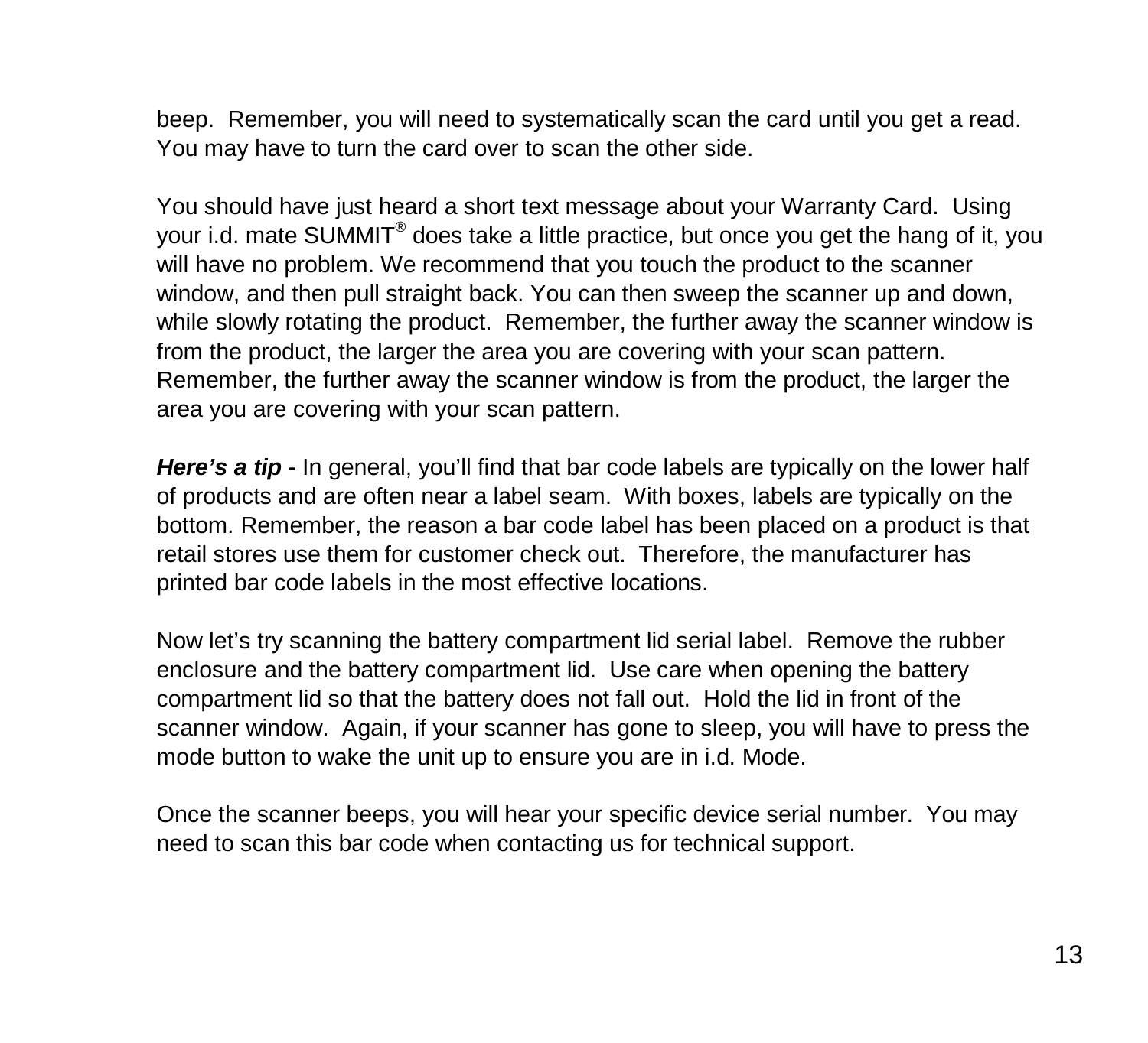beep. Remember, you will need to systematically scan the card until you get a read. You may have to turn the card over to scan the other side.

You should have just heard a short text message about your Warranty Card. Using your i.d. mate SUMMIT® does take a little practice, but once you get the hang of it, you will have no problem. We recommend that you touch the product to the scanner window, and then pull straight back. You can then sweep the scanner up and down, while slowly rotating the product. Remember, the further away the scanner window is from the product, the larger the area you are covering with your scan pattern. Remember, the further away the scanner window is from the product, the larger the area you are covering with your scan pattern.

***Here's a tip -*** In general, you'll find that bar code labels are typically on the lower half of products and are often near a label seam. With boxes, labels are typically on the bottom. Remember, the reason a bar code label has been placed on a product is that retail stores use them for customer check out. Therefore, the manufacturer has printed bar code labels in the most effective locations.

Now let's try scanning the battery compartment lid serial label. Remove the rubber enclosure and the battery compartment lid. Use care when opening the battery compartment lid so that the battery does not fall out. Hold the lid in front of the scanner window. Again, if your scanner has gone to sleep, you will have to press the mode button to wake the unit up to ensure you are in i.d. Mode.

Once the scanner beeps, you will hear your specific device serial number. You may need to scan this bar code when contacting us for technical support.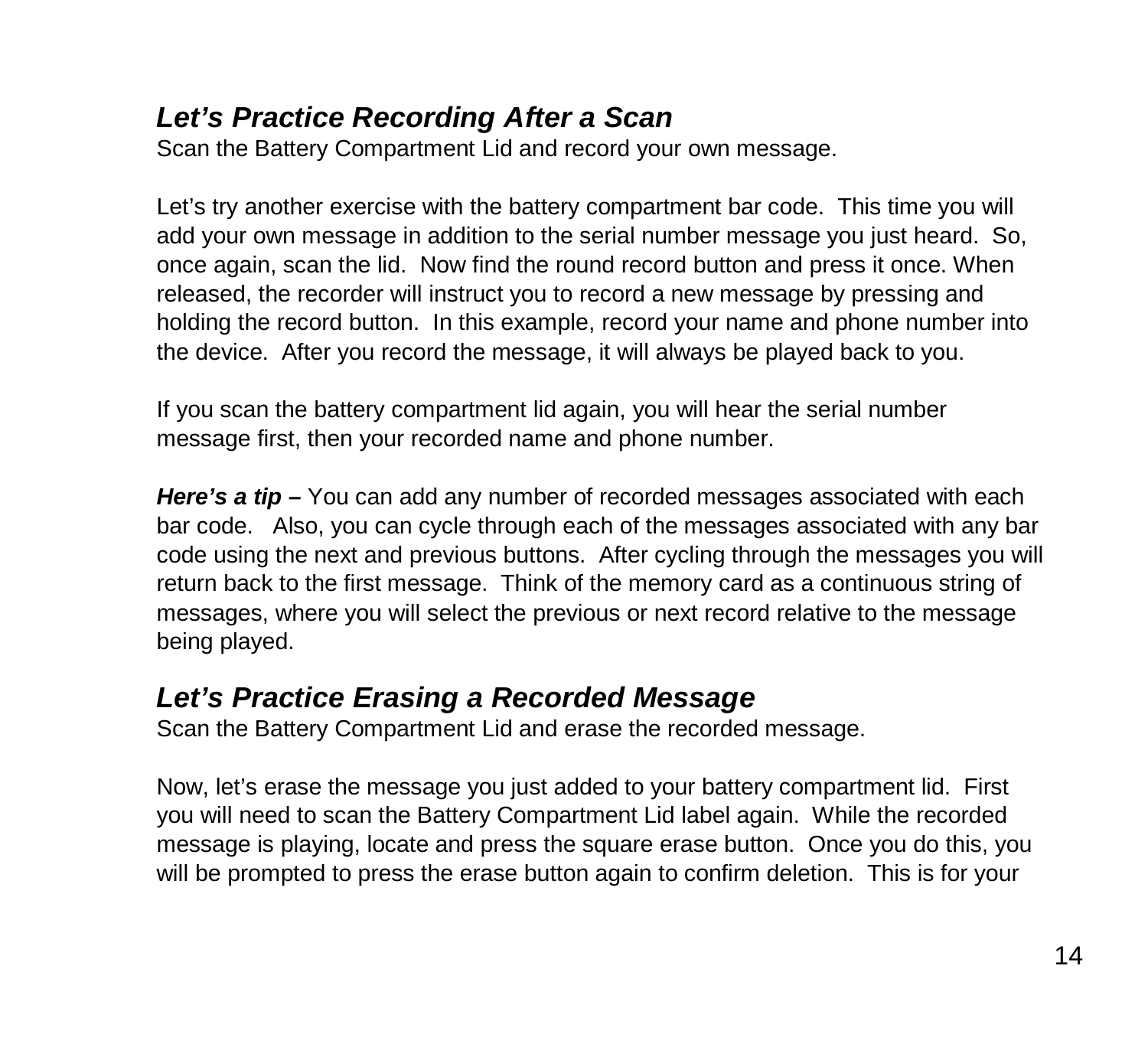## ***Let's Practice Recording After a Scan***

Scan the Battery Compartment Lid and record your own message.

Let's try another exercise with the battery compartment bar code. This time you will add your own message in addition to the serial number message you just heard. So, once again, scan the lid. Now find the round record button and press it once. When released, the recorder will instruct you to record a new message by pressing and holding the record button. In this example, record your name and phone number into the device. After you record the message, it will always be played back to you.

If you scan the battery compartment lid again, you will hear the serial number message first, then your recorded name and phone number.

***Here's a tip –*** You can add any number of recorded messages associated with each bar code. Also, you can cycle through each of the messages associated with any bar code using the next and previous buttons. After cycling through the messages you will return back to the first message. Think of the memory card as a continuous string of messages, where you will select the previous or next record relative to the message being played.

## ***Let's Practice Erasing a Recorded Message***

Scan the Battery Compartment Lid and erase the recorded message.

Now, let's erase the message you just added to your battery compartment lid. First you will need to scan the Battery Compartment Lid label again. While the recorded message is playing, locate and press the square erase button. Once you do this, you will be prompted to press the erase button again to confirm deletion. This is for your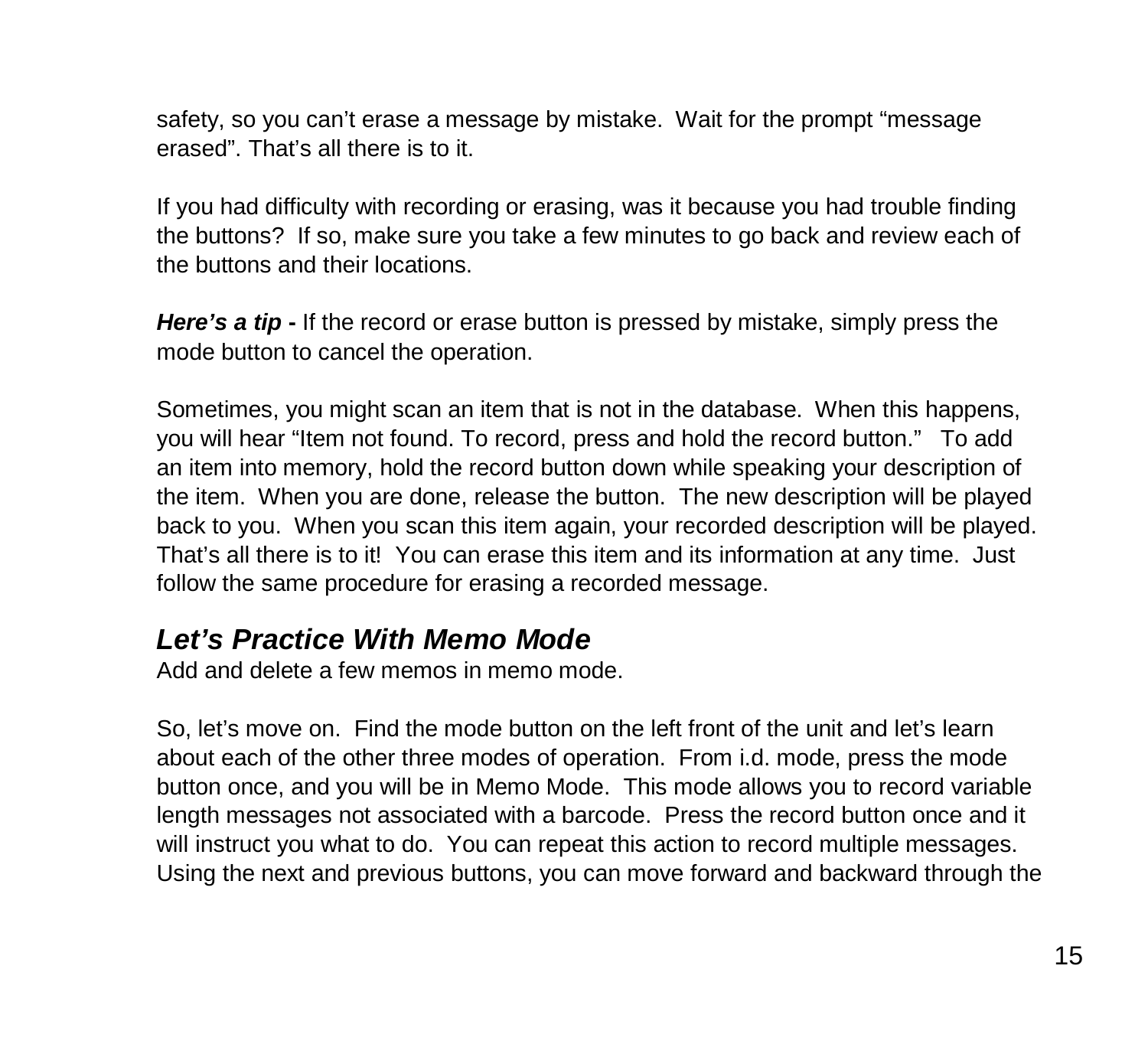safety, so you can't erase a message by mistake. Wait for the prompt "message erased". That's all there is to it.

If you had difficulty with recording or erasing, was it because you had trouble finding the buttons? If so, make sure you take a few minutes to go back and review each of the buttons and their locations.

***Here's a tip* -** If the record or erase button is pressed by mistake, simply press the mode button to cancel the operation.

Sometimes, you might scan an item that is not in the database. When this happens, you will hear "Item not found. To record, press and hold the record button." To add an item into memory, hold the record button down while speaking your description of the item. When you are done, release the button. The new description will be played back to you. When you scan this item again, your recorded description will be played. That's all there is to it! You can erase this item and its information at any time. Just follow the same procedure for erasing a recorded message.

## *Let's Practice With Memo Mode*

Add and delete a few memos in memo mode.

So, let's move on. Find the mode button on the left front of the unit and let's learn about each of the other three modes of operation. From i.d. mode, press the mode button once, and you will be in Memo Mode. This mode allows you to record variable length messages not associated with a barcode. Press the record button once and it will instruct you what to do. You can repeat this action to record multiple messages. Using the next and previous buttons, you can move forward and backward through the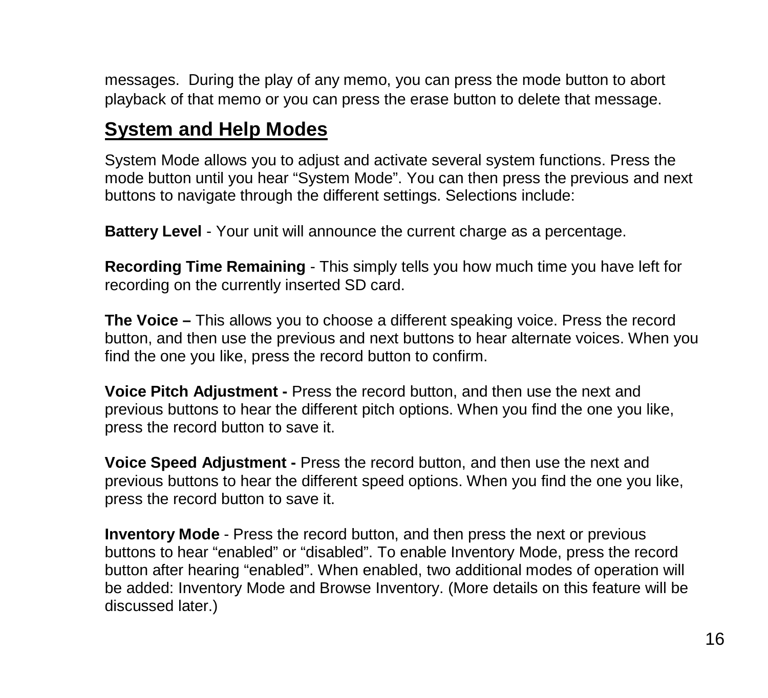messages. During the play of any memo, you can press the mode button to abort playback of that memo or you can press the erase button to delete that message.

## System and Help Modes

System Mode allows you to adjust and activate several system functions. Press the mode button until you hear "System Mode". You can then press the previous and next buttons to navigate through the different settings. Selections include:

**Battery Level** - Your unit will announce the current charge as a percentage.

**Recording Time Remaining** - This simply tells you how much time you have left for recording on the currently inserted SD card.

**The Voice –** This allows you to choose a different speaking voice. Press the record button, and then use the previous and next buttons to hear alternate voices. When you find the one you like, press the record button to confirm.

**Voice Pitch Adjustment -** Press the record button, and then use the next and previous buttons to hear the different pitch options. When you find the one you like, press the record button to save it.

**Voice Speed Adjustment -** Press the record button, and then use the next and previous buttons to hear the different speed options. When you find the one you like, press the record button to save it.

**Inventory Mode** - Press the record button, and then press the next or previous buttons to hear "enabled" or "disabled". To enable Inventory Mode, press the record button after hearing "enabled". When enabled, two additional modes of operation will be added: Inventory Mode and Browse Inventory. (More details on this feature will be discussed later.)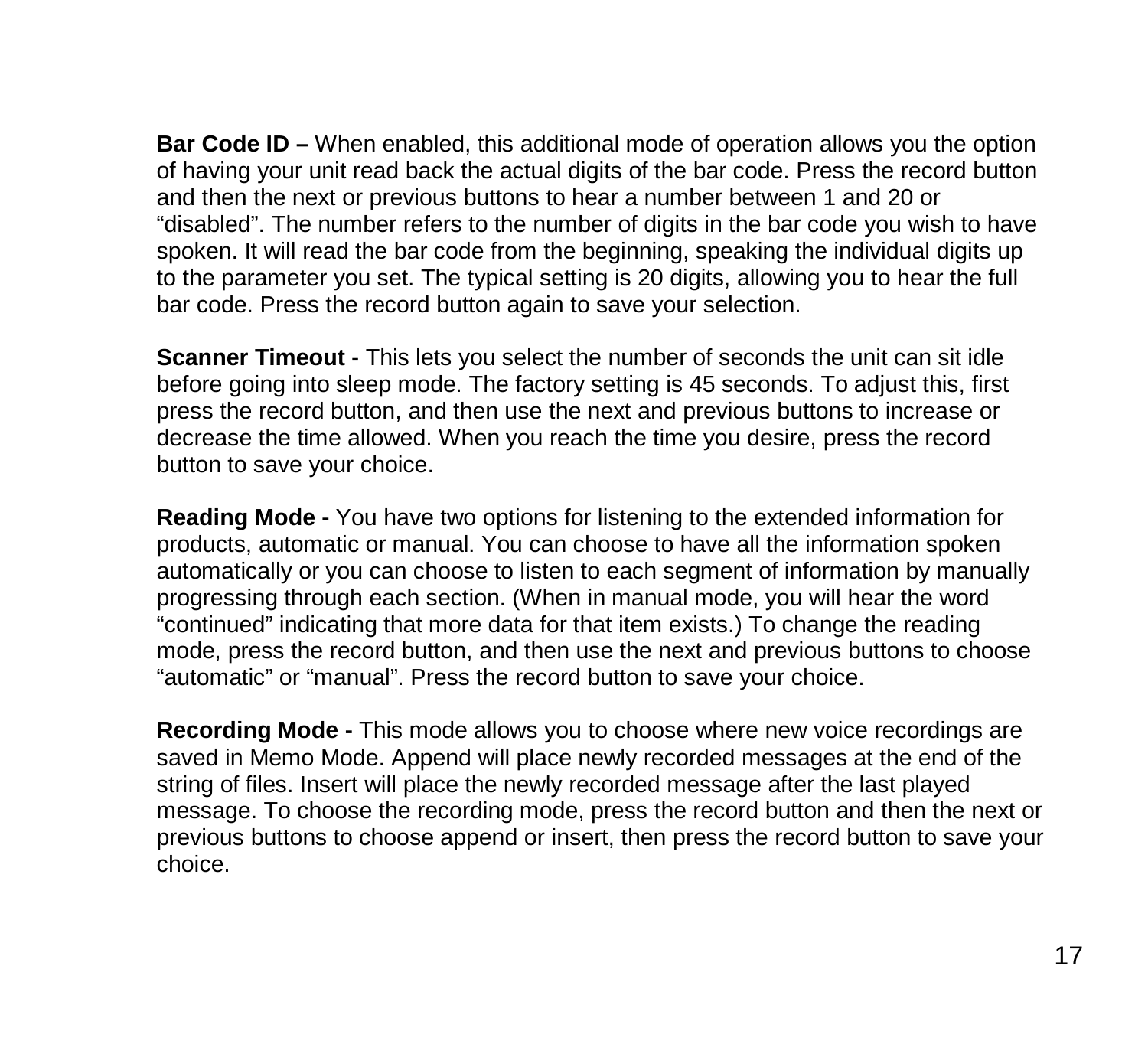**Bar Code ID –** When enabled, this additional mode of operation allows you the option of having your unit read back the actual digits of the bar code. Press the record button and then the next or previous buttons to hear a number between 1 and 20 or "disabled". The number refers to the number of digits in the bar code you wish to have spoken. It will read the bar code from the beginning, speaking the individual digits up to the parameter you set. The typical setting is 20 digits, allowing you to hear the full bar code. Press the record button again to save your selection.

**Scanner Timeout** - This lets you select the number of seconds the unit can sit idle before going into sleep mode. The factory setting is 45 seconds. To adjust this, first press the record button, and then use the next and previous buttons to increase or decrease the time allowed. When you reach the time you desire, press the record button to save your choice.

**Reading Mode -** You have two options for listening to the extended information for products, automatic or manual. You can choose to have all the information spoken automatically or you can choose to listen to each segment of information by manually progressing through each section. (When in manual mode, you will hear the word "continued" indicating that more data for that item exists.) To change the reading mode, press the record button, and then use the next and previous buttons to choose "automatic" or "manual". Press the record button to save your choice.

**Recording Mode -** This mode allows you to choose where new voice recordings are saved in Memo Mode. Append will place newly recorded messages at the end of the string of files. Insert will place the newly recorded message after the last played message. To choose the recording mode, press the record button and then the next or previous buttons to choose append or insert, then press the record button to save your choice.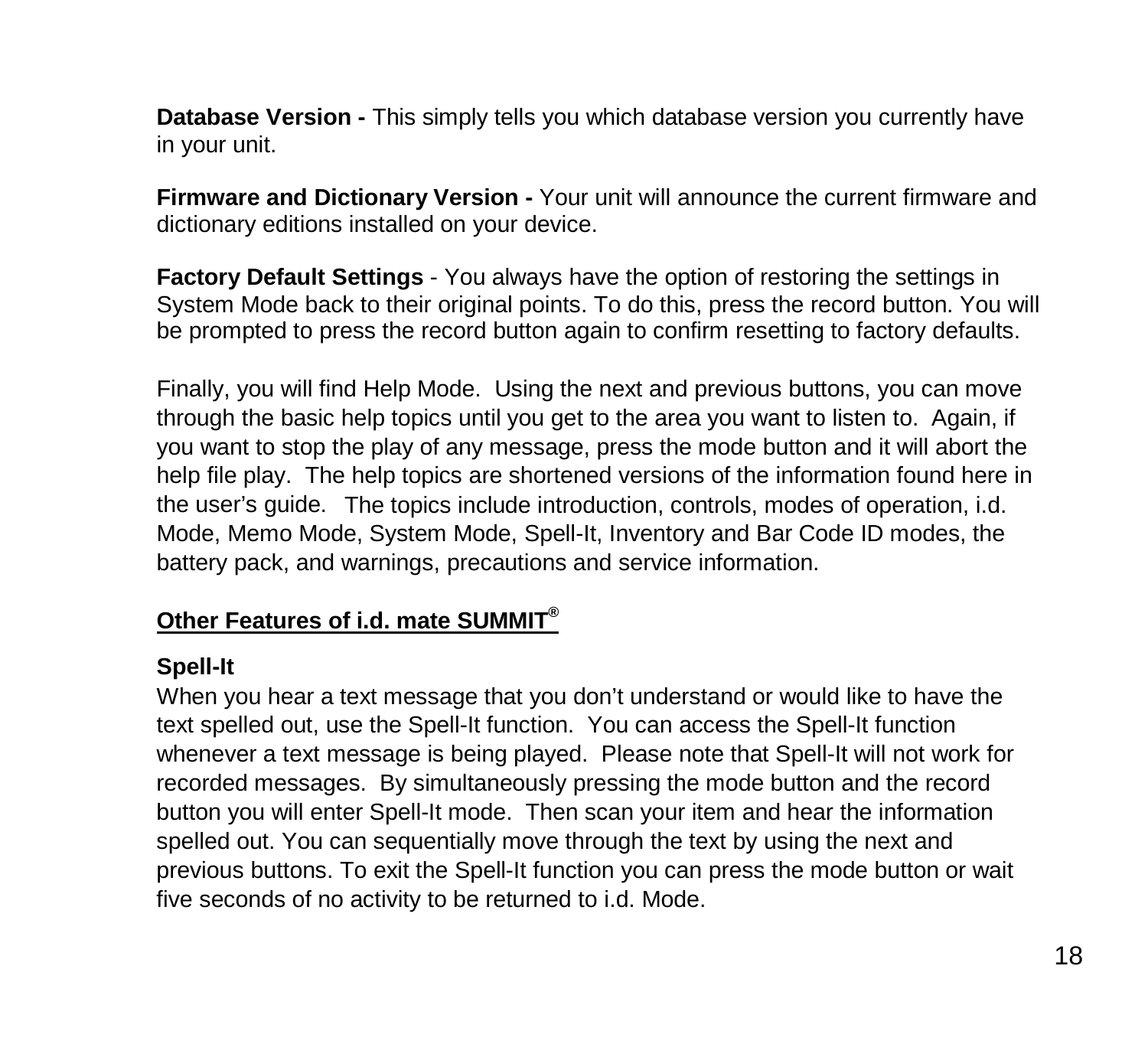**Database Version -** This simply tells you which database version you currently have in your unit.

**Firmware and Dictionary Version -** Your unit will announce the current firmware and dictionary editions installed on your device.

**Factory Default Settings** - You always have the option of restoring the settings in System Mode back to their original points. To do this, press the record button. You will be prompted to press the record button again to confirm resetting to factory defaults.

Finally, you will find Help Mode. Using the next and previous buttons, you can move through the basic help topics until you get to the area you want to listen to. Again, if you want to stop the play of any message, press the mode button and it will abort the help file play. The help topics are shortened versions of the information found here in the user's guide. The topics include introduction, controls, modes of operation, i.d. Mode, Memo Mode, System Mode, Spell-It, Inventory and Bar Code ID modes, the battery pack, and warnings, precautions and service information.

## Other Features of i.d. mate SUMMIT®

### Spell-It

When you hear a text message that you don't understand or would like to have the text spelled out, use the Spell-It function. You can access the Spell-It function whenever a text message is being played. Please note that Spell-It will not work for recorded messages. By simultaneously pressing the mode button and the record button you will enter Spell-It mode. Then scan your item and hear the information spelled out. You can sequentially move through the text by using the next and previous buttons. To exit the Spell-It function you can press the mode button or wait five seconds of no activity to be returned to i.d. Mode.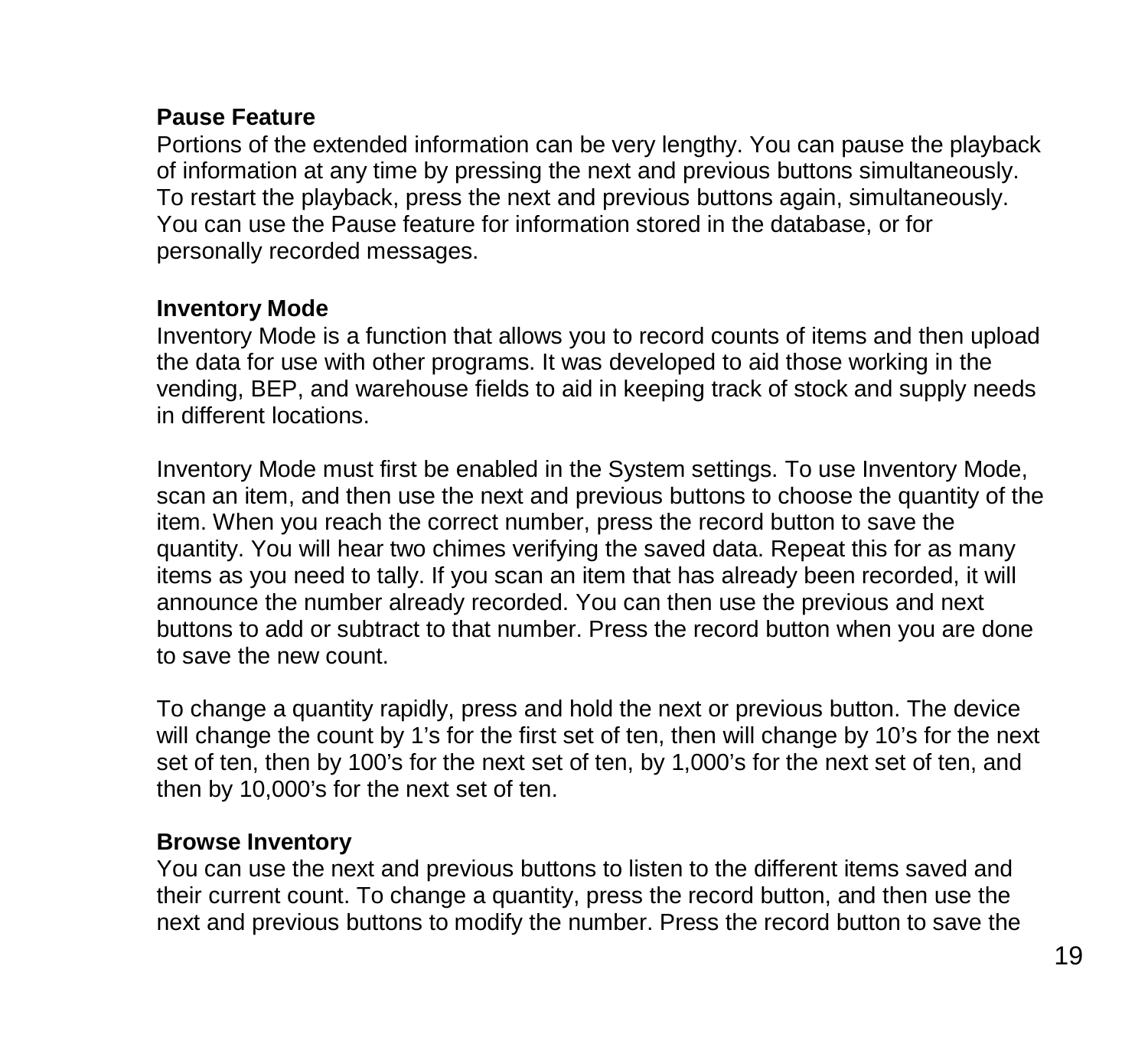**Pause Feature**

Portions of the extended information can be very lengthy. You can pause the playback of information at any time by pressing the next and previous buttons simultaneously. To restart the playback, press the next and previous buttons again, simultaneously. You can use the Pause feature for information stored in the database, or for personally recorded messages.

**Inventory Mode**

Inventory Mode is a function that allows you to record counts of items and then upload the data for use with other programs. It was developed to aid those working in the vending, BEP, and warehouse fields to aid in keeping track of stock and supply needs in different locations.

Inventory Mode must first be enabled in the System settings. To use Inventory Mode, scan an item, and then use the next and previous buttons to choose the quantity of the item. When you reach the correct number, press the record button to save the quantity. You will hear two chimes verifying the saved data. Repeat this for as many items as you need to tally. If you scan an item that has already been recorded, it will announce the number already recorded. You can then use the previous and next buttons to add or subtract to that number. Press the record button when you are done to save the new count.

To change a quantity rapidly, press and hold the next or previous button. The device will change the count by 1's for the first set of ten, then will change by 10's for the next set of ten, then by 100's for the next set of ten, by 1,000's for the next set of ten, and then by 10,000's for the next set of ten.

**Browse Inventory**

You can use the next and previous buttons to listen to the different items saved and their current count. To change a quantity, press the record button, and then use the next and previous buttons to modify the number. Press the record button to save the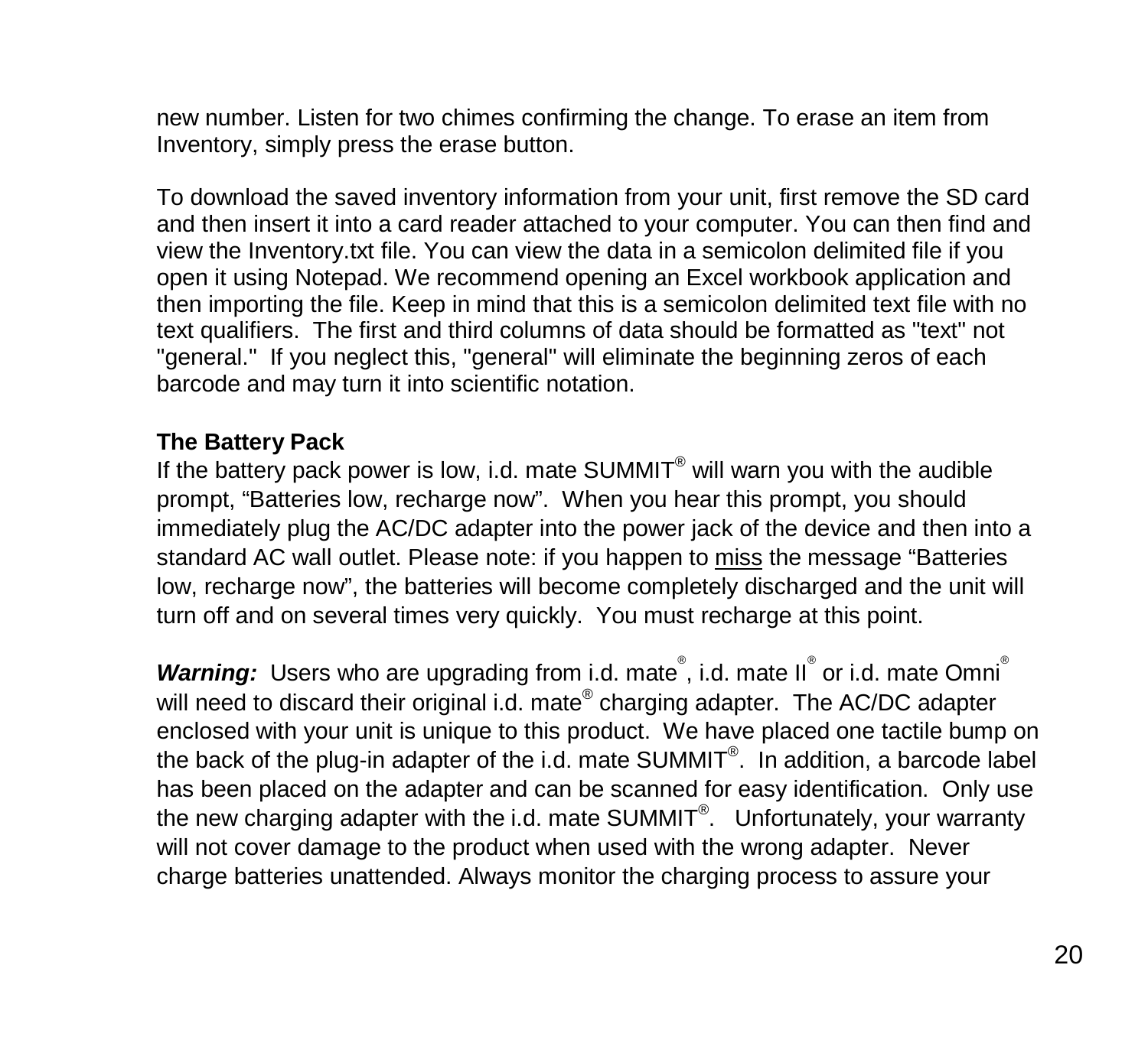new number. Listen for two chimes confirming the change. To erase an item from Inventory, simply press the erase button.

To download the saved inventory information from your unit, first remove the SD card and then insert it into a card reader attached to your computer. You can then find and view the Inventory.txt file. You can view the data in a semicolon delimited file if you open it using Notepad. We recommend opening an Excel workbook application and then importing the file. Keep in mind that this is a semicolon delimited text file with no text qualifiers. The first and third columns of data should be formatted as "text" not "general." If you neglect this, "general" will eliminate the beginning zeros of each barcode and may turn it into scientific notation.

### The Battery Pack

If the battery pack power is low, i.d. mate SUMMIT® will warn you with the audible prompt, “Batteries low, recharge now”. When you hear this prompt, you should immediately plug the AC/DC adapter into the power jack of the device and then into a standard AC wall outlet. Please note: if you happen to miss the message “Batteries low, recharge now”, the batteries will become completely discharged and the unit will turn off and on several times very quickly. You must recharge at this point.

***Warning:*** Users who are upgrading from i.d. mate®, i.d. mate II® or i.d. mate Omni® will need to discard their original i.d. mate® charging adapter. The AC/DC adapter enclosed with your unit is unique to this product. We have placed one tactile bump on the back of the plug-in adapter of the i.d. mate SUMMIT®. In addition, a barcode label has been placed on the adapter and can be scanned for easy identification. Only use the new charging adapter with the i.d. mate SUMMIT®. Unfortunately, your warranty will not cover damage to the product when used with the wrong adapter. Never charge batteries unattended. Always monitor the charging process to assure your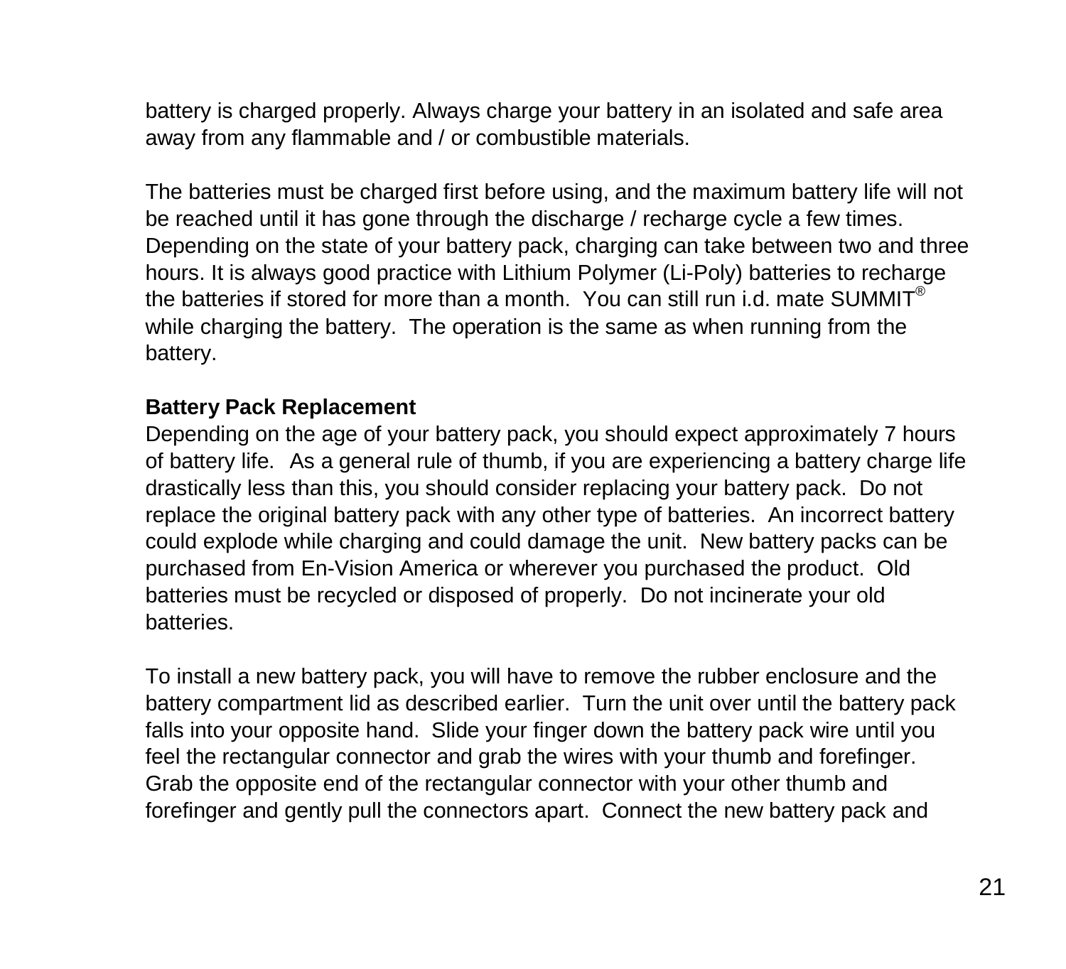battery is charged properly. Always charge your battery in an isolated and safe area away from any flammable and / or combustible materials.

The batteries must be charged first before using, and the maximum battery life will not be reached until it has gone through the discharge / recharge cycle a few times. Depending on the state of your battery pack, charging can take between two and three hours. It is always good practice with Lithium Polymer (Li-Poly) batteries to recharge the batteries if stored for more than a month. You can still run i.d. mate SUMMIT® while charging the battery. The operation is the same as when running from the battery.

**Battery Pack Replacement**

Depending on the age of your battery pack, you should expect approximately 7 hours of battery life. As a general rule of thumb, if you are experiencing a battery charge life drastically less than this, you should consider replacing your battery pack. Do not replace the original battery pack with any other type of batteries. An incorrect battery could explode while charging and could damage the unit. New battery packs can be purchased from En-Vision America or wherever you purchased the product. Old batteries must be recycled or disposed of properly. Do not incinerate your old batteries.

To install a new battery pack, you will have to remove the rubber enclosure and the battery compartment lid as described earlier. Turn the unit over until the battery pack falls into your opposite hand. Slide your finger down the battery pack wire until you feel the rectangular connector and grab the wires with your thumb and forefinger. Grab the opposite end of the rectangular connector with your other thumb and forefinger and gently pull the connectors apart. Connect the new battery pack and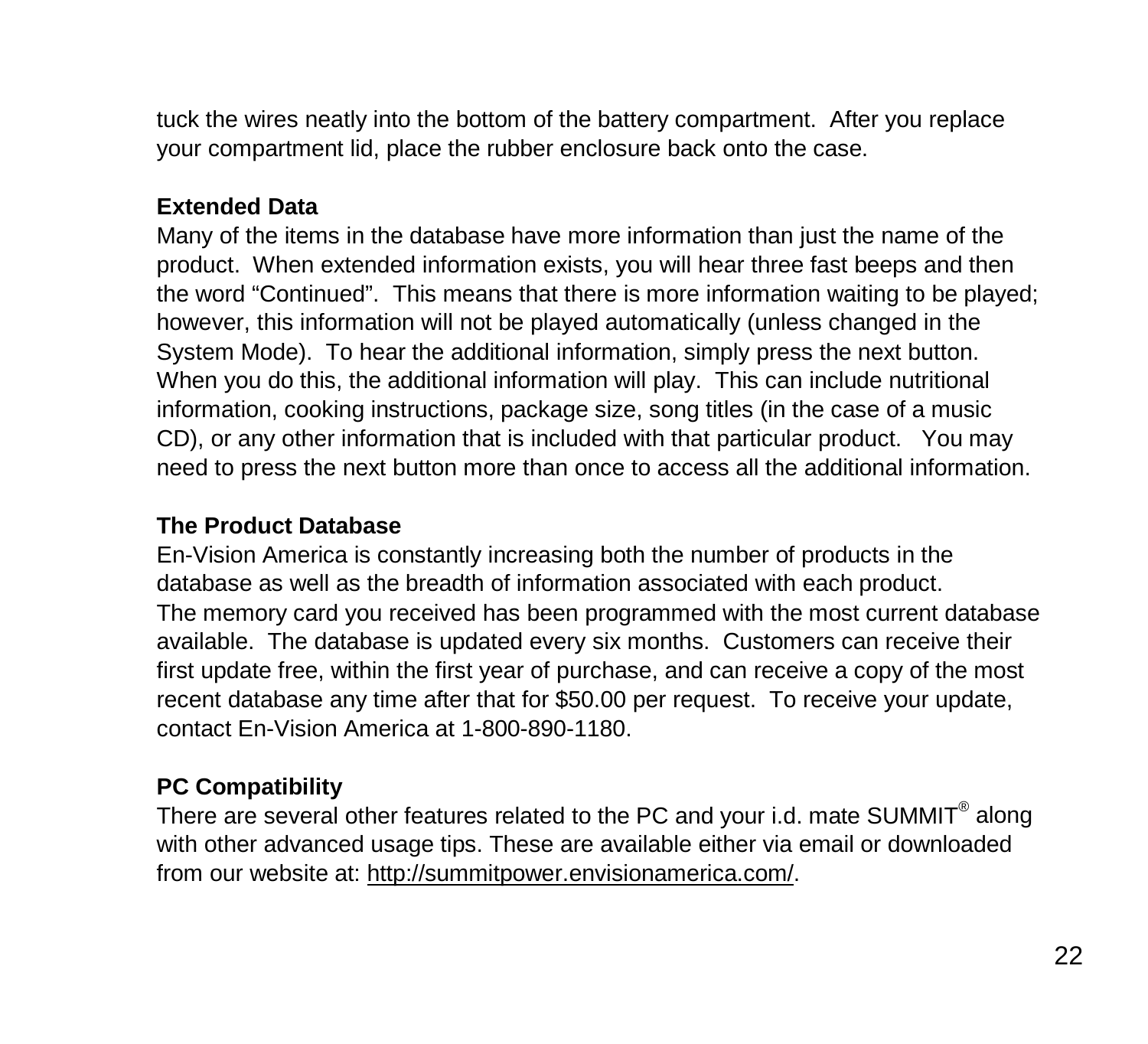tuck the wires neatly into the bottom of the battery compartment. After you replace your compartment lid, place the rubber enclosure back onto the case.

**Extended Data**

Many of the items in the database have more information than just the name of the product. When extended information exists, you will hear three fast beeps and then the word "Continued". This means that there is more information waiting to be played; however, this information will not be played automatically (unless changed in the System Mode). To hear the additional information, simply press the next button. When you do this, the additional information will play. This can include nutritional information, cooking instructions, package size, song titles (in the case of a music CD), or any other information that is included with that particular product. You may need to press the next button more than once to access all the additional information.

**The Product Database**

En-Vision America is constantly increasing both the number of products in the database as well as the breadth of information associated with each product. The memory card you received has been programmed with the most current database available. The database is updated every six months. Customers can receive their first update free, within the first year of purchase, and can receive a copy of the most recent database any time after that for $50.00 per request. To receive your update, contact En-Vision America at 1-800-890-1180.

**PC Compatibility**

There are several other features related to the PC and your i.d. mate SUMMIT® along with other advanced usage tips. These are available either via email or downloaded from our website at: http://summitpower.envisionamerica.com/.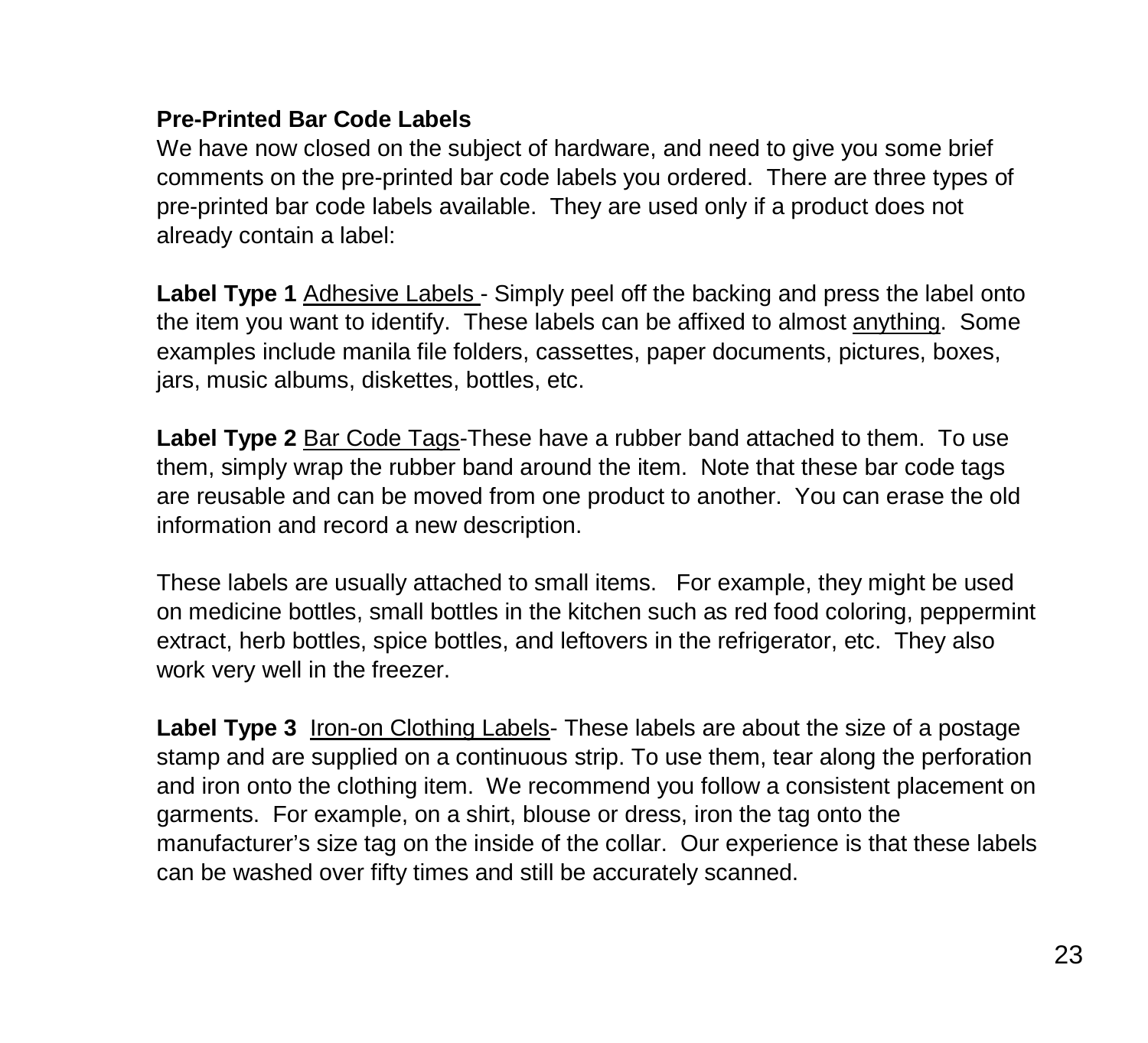**Pre-Printed Bar Code Labels**

We have now closed on the subject of hardware, and need to give you some brief comments on the pre-printed bar code labels you ordered. There are three types of pre-printed bar code labels available. They are used only if a product does not already contain a label:

**Label Type 1** <u>Adhesive Labels</u> - Simply peel off the backing and press the label onto the item you want to identify. These labels can be affixed to almost <u>anything</u>. Some examples include manila file folders, cassettes, paper documents, pictures, boxes, jars, music albums, diskettes, bottles, etc.

**Label Type 2** <u>Bar Code Tags</u>-These have a rubber band attached to them. To use them, simply wrap the rubber band around the item. Note that these bar code tags are reusable and can be moved from one product to another. You can erase the old information and record a new description.

These labels are usually attached to small items. For example, they might be used on medicine bottles, small bottles in the kitchen such as red food coloring, peppermint extract, herb bottles, spice bottles, and leftovers in the refrigerator, etc. They also work very well in the freezer.

**Label Type 3** <u>Iron-on Clothing Labels</u>- These labels are about the size of a postage stamp and are supplied on a continuous strip. To use them, tear along the perforation and iron onto the clothing item. We recommend you follow a consistent placement on garments. For example, on a shirt, blouse or dress, iron the tag onto the manufacturer's size tag on the inside of the collar. Our experience is that these labels can be washed over fifty times and still be accurately scanned.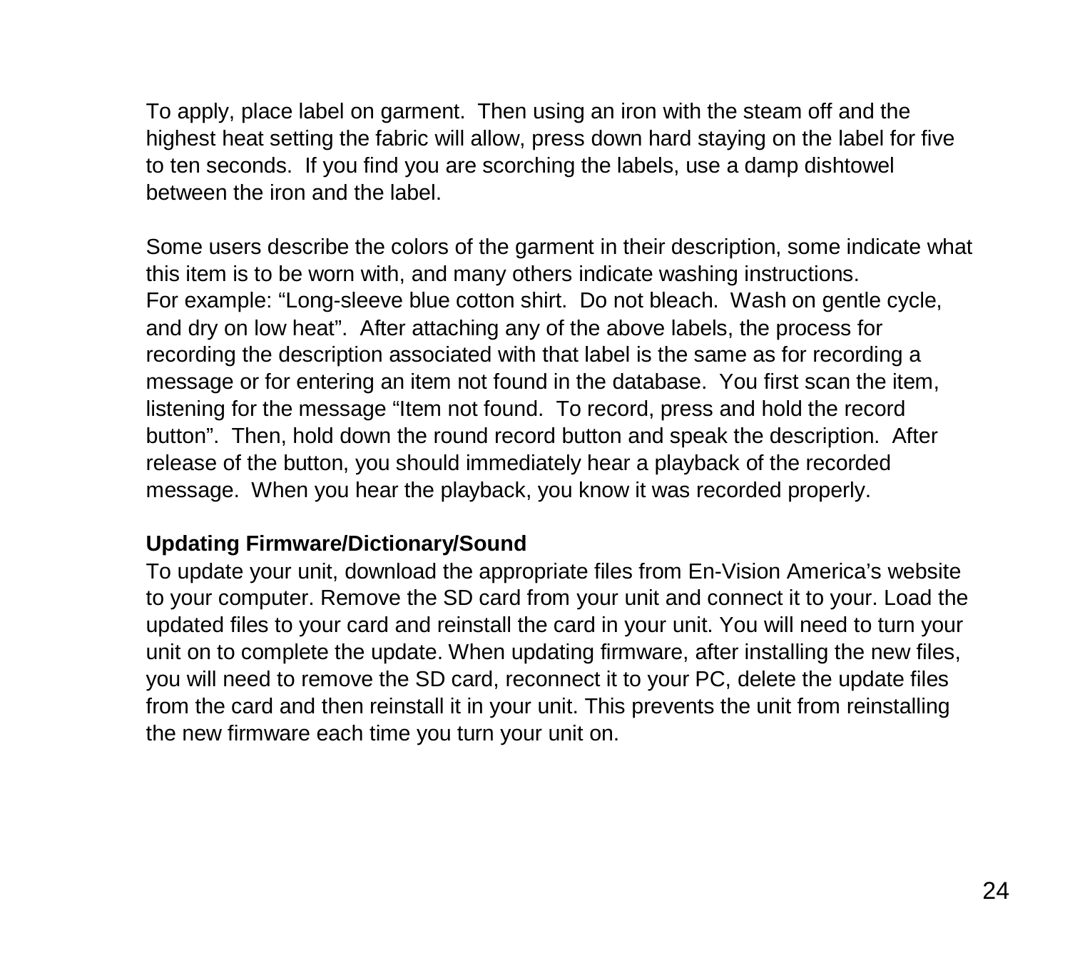To apply, place label on garment. Then using an iron with the steam off and the highest heat setting the fabric will allow, press down hard staying on the label for five to ten seconds. If you find you are scorching the labels, use a damp dishtowel between the iron and the label.

Some users describe the colors of the garment in their description, some indicate what this item is to be worn with, and many others indicate washing instructions.
For example: “Long-sleeve blue cotton shirt. Do not bleach. Wash on gentle cycle, and dry on low heat”. After attaching any of the above labels, the process for recording the description associated with that label is the same as for recording a message or for entering an item not found in the database. You first scan the item, listening for the message “Item not found. To record, press and hold the record button”. Then, hold down the round record button and speak the description. After release of the button, you should immediately hear a playback of the recorded message. When you hear the playback, you know it was recorded properly.

**Updating Firmware/Dictionary/Sound**

To update your unit, download the appropriate files from En-Vision America’s website to your computer. Remove the SD card from your unit and connect it to your. Load the updated files to your card and reinstall the card in your unit. You will need to turn your unit on to complete the update. When updating firmware, after installing the new files, you will need to remove the SD card, reconnect it to your PC, delete the update files from the card and then reinstall it in your unit. This prevents the unit from reinstalling the new firmware each time you turn your unit on.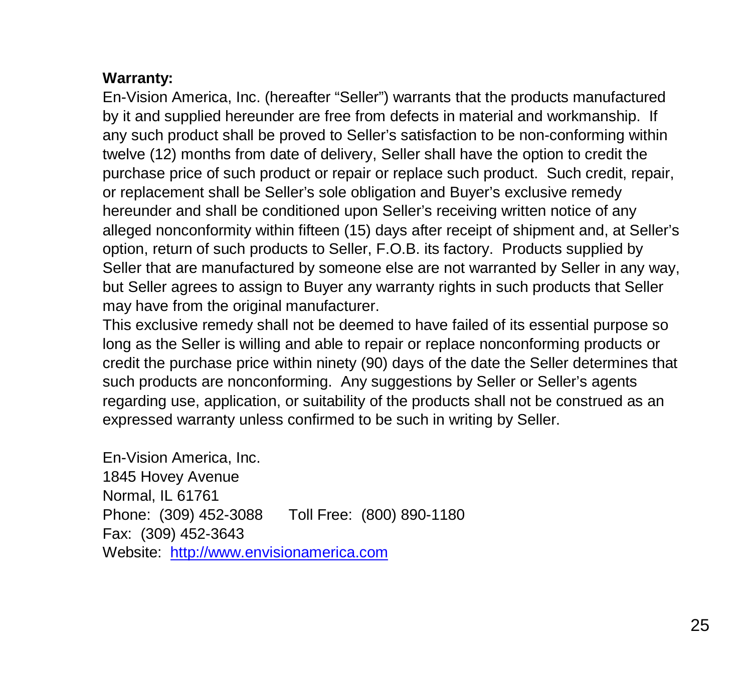**Warranty:**

En-Vision America, Inc. (hereafter "Seller") warrants that the products manufactured by it and supplied hereunder are free from defects in material and workmanship. If any such product shall be proved to Seller's satisfaction to be non-conforming within twelve (12) months from date of delivery, Seller shall have the option to credit the purchase price of such product or repair or replace such product. Such credit, repair, or replacement shall be Seller's sole obligation and Buyer's exclusive remedy hereunder and shall be conditioned upon Seller's receiving written notice of any alleged nonconformity within fifteen (15) days after receipt of shipment and, at Seller's option, return of such products to Seller, F.O.B. its factory. Products supplied by Seller that are manufactured by someone else are not warranted by Seller in any way, but Seller agrees to assign to Buyer any warranty rights in such products that Seller may have from the original manufacturer.

This exclusive remedy shall not be deemed to have failed of its essential purpose so long as the Seller is willing and able to repair or replace nonconforming products or credit the purchase price within ninety (90) days of the date the Seller determines that such products are nonconforming. Any suggestions by Seller or Seller's agents regarding use, application, or suitability of the products shall not be construed as an expressed warranty unless confirmed to be such in writing by Seller.

En-Vision America, Inc.
1845 Hovey Avenue
Normal, IL 61761
Phone: (309) 452-3088 Toll Free: (800) 890-1180
Fax: (309) 452-3643
Website: [http://www.envisionamerica.com](http://www.envisionamerica.com)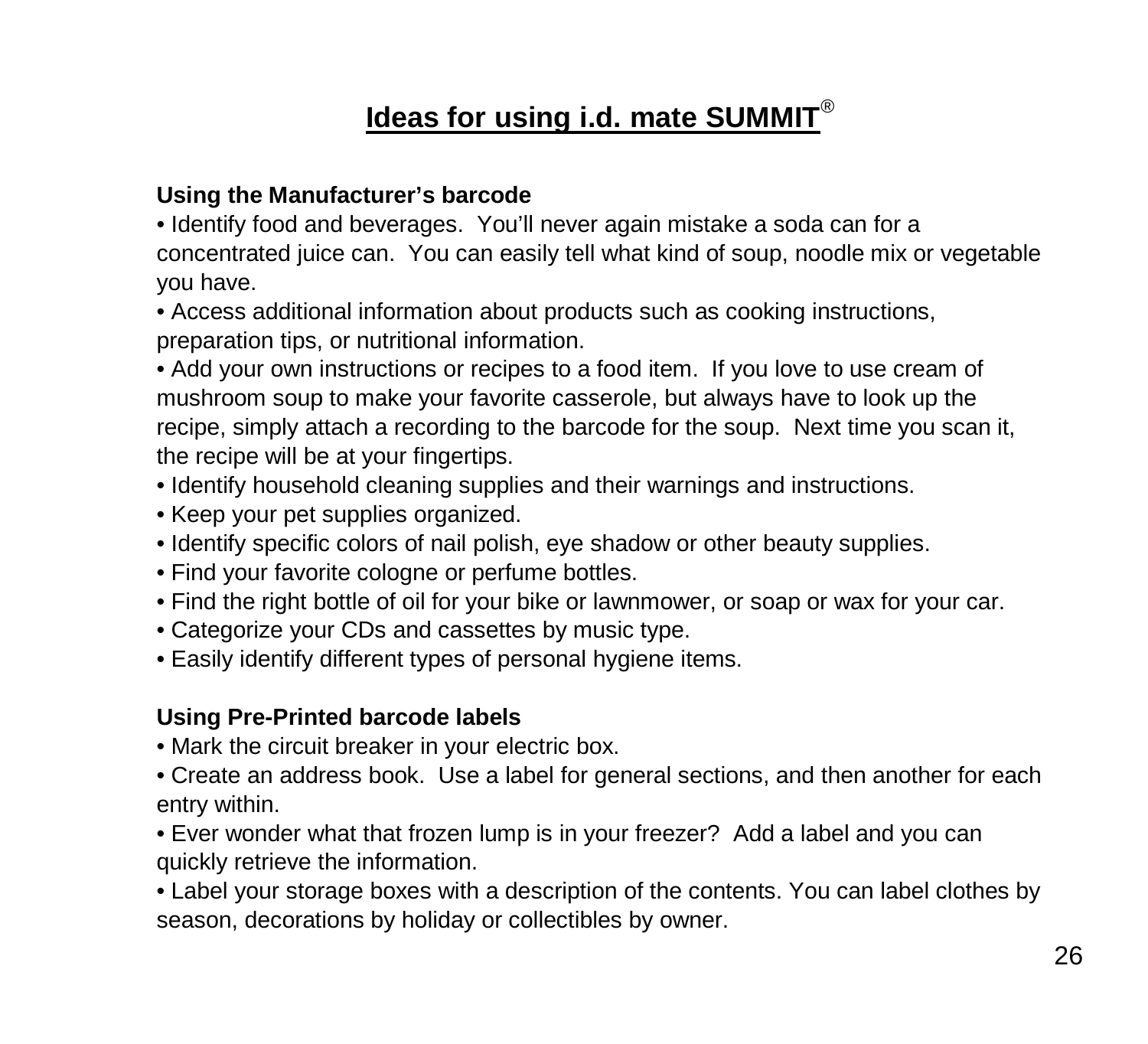# Ideas for using i.d. mate SUMMIT®

**Using the Manufacturer's barcode**

- Identify food and beverages. You'll never again mistake a soda can for a concentrated juice can. You can easily tell what kind of soup, noodle mix or vegetable you have.
- Access additional information about products such as cooking instructions, preparation tips, or nutritional information.
- Add your own instructions or recipes to a food item. If you love to use cream of mushroom soup to make your favorite casserole, but always have to look up the recipe, simply attach a recording to the barcode for the soup. Next time you scan it, the recipe will be at your fingertips.
- Identify household cleaning supplies and their warnings and instructions.
- Keep your pet supplies organized.
- Identify specific colors of nail polish, eye shadow or other beauty supplies.
- Find your favorite cologne or perfume bottles.
- Find the right bottle of oil for your bike or lawnmower, or soap or wax for your car.
- Categorize your CDs and cassettes by music type.
- Easily identify different types of personal hygiene items.

**Using Pre-Printed barcode labels**

- Mark the circuit breaker in your electric box.
- Create an address book. Use a label for general sections, and then another for each entry within.
- Ever wonder what that frozen lump is in your freezer? Add a label and you can quickly retrieve the information.
- Label your storage boxes with a description of the contents. You can label clothes by season, decorations by holiday or collectibles by owner.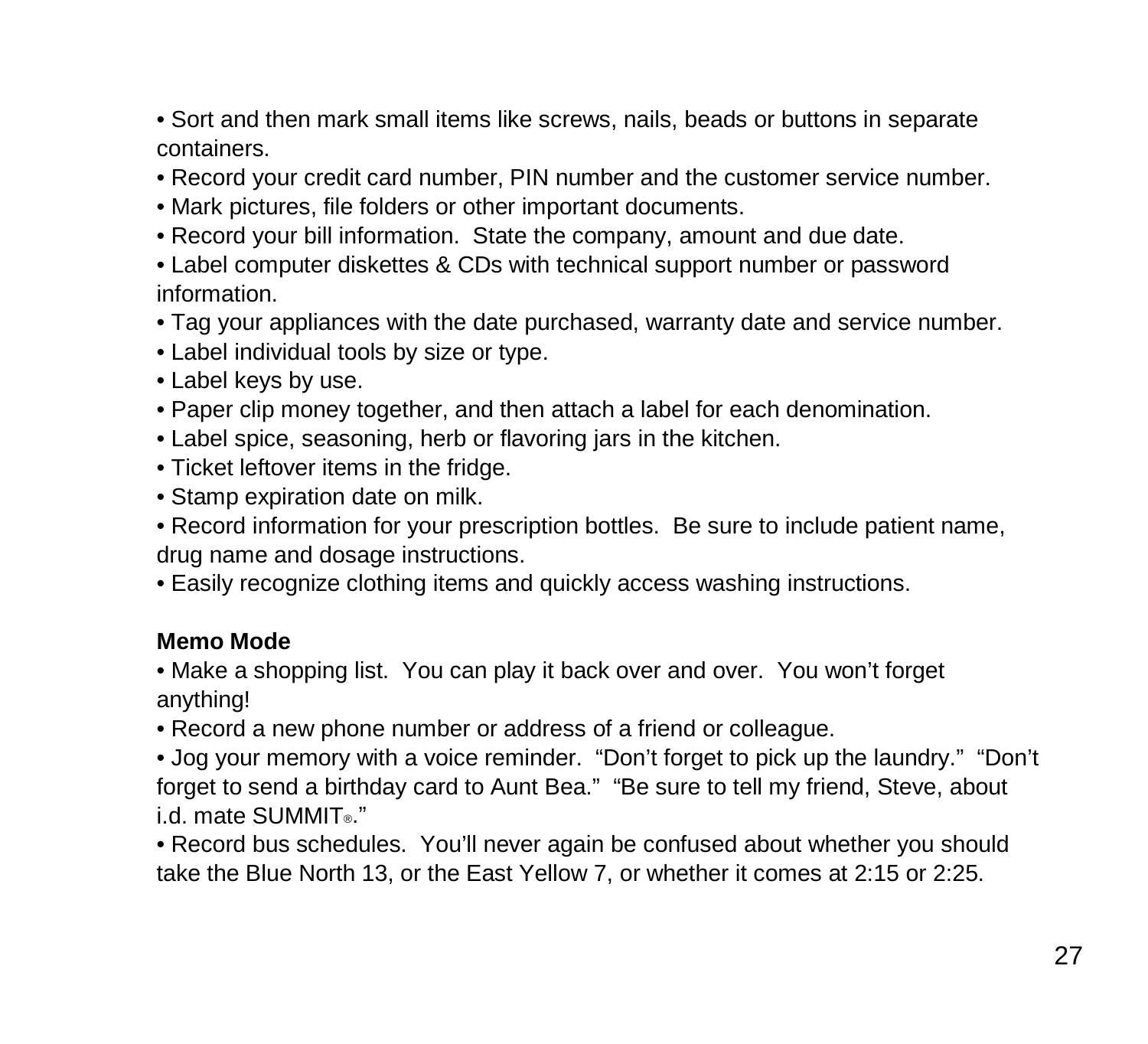- Sort and then mark small items like screws, nails, beads or buttons in separate containers.
- Record your credit card number, PIN number and the customer service number.
- Mark pictures, file folders or other important documents.
- Record your bill information.  State the company, amount and due date.
- Label computer diskettes & CDs with technical support number or password information.
- Tag your appliances with the date purchased, warranty date and service number.
- Label individual tools by size or type.
- Label keys by use.
- Paper clip money together, and then attach a label for each denomination.
- Label spice, seasoning, herb or flavoring jars in the kitchen.
- Ticket leftover items in the fridge.
- Stamp expiration date on milk.
- Record information for your prescription bottles.  Be sure to include patient name, drug name and dosage instructions.
- Easily recognize clothing items and quickly access washing instructions.

**Memo Mode**

- Make a shopping list.  You can play it back over and over.  You won't forget anything!
- Record a new phone number or address of a friend or colleague.
- Jog your memory with a voice reminder.  "Don't forget to pick up the laundry."  "Don't forget to send a birthday card to Aunt Bea."  "Be sure to tell my friend, Steve, about i.d. mate SUMMIT®."
- Record bus schedules.  You'll never again be confused about whether you should take the Blue North 13, or the East Yellow 7, or whether it comes at 2:15 or 2:25.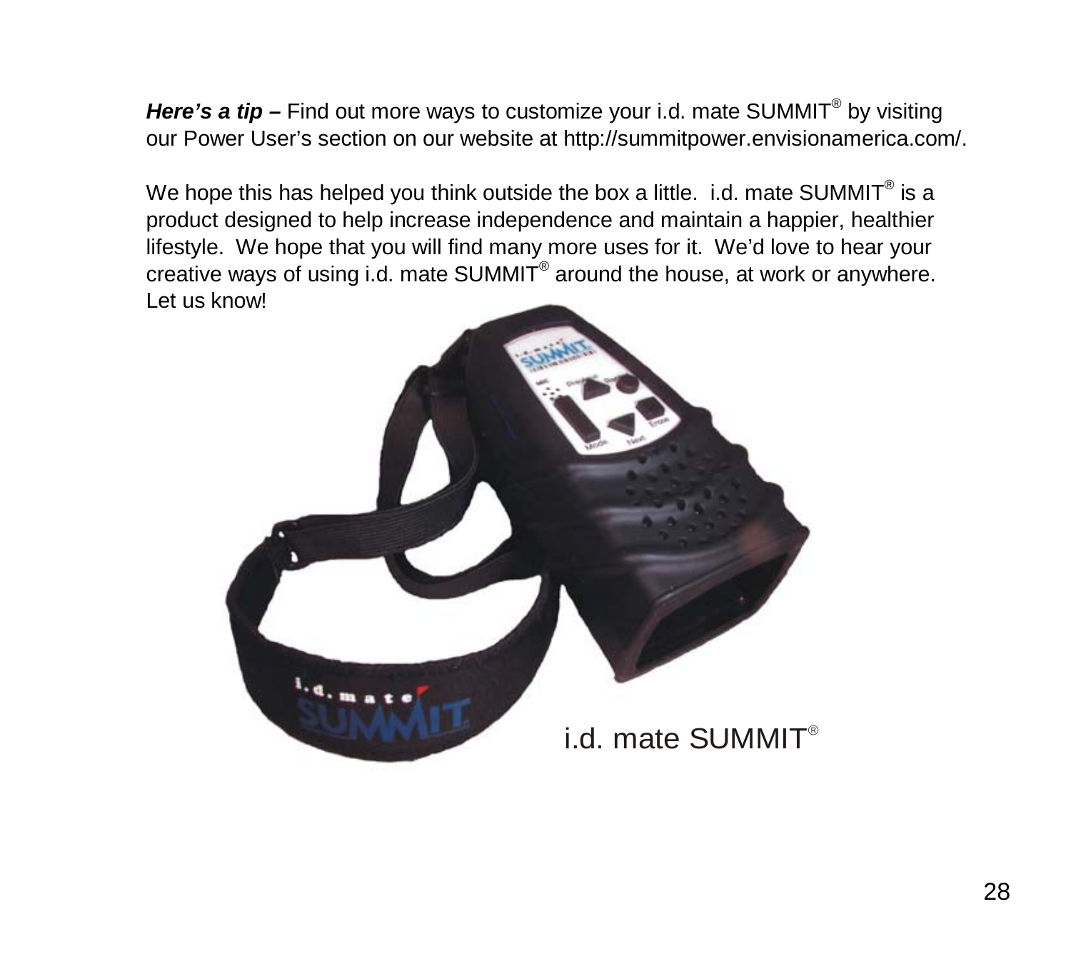***Here's a tip –*** Find out more ways to customize your i.d. mate SUMMIT® by visiting our Power User's section on our website at http://summitpower.envisionamerica.com/.

We hope this has helped you think outside the box a little. i.d. mate SUMMIT® is a product designed to help increase independence and maintain a happier, healthier lifestyle. We hope that you will find many more uses for it. We'd love to hear your creative ways of using i.d. mate SUMMIT® around the house, at work or anywhere. Let us know!

i.d. mate SUMMIT®